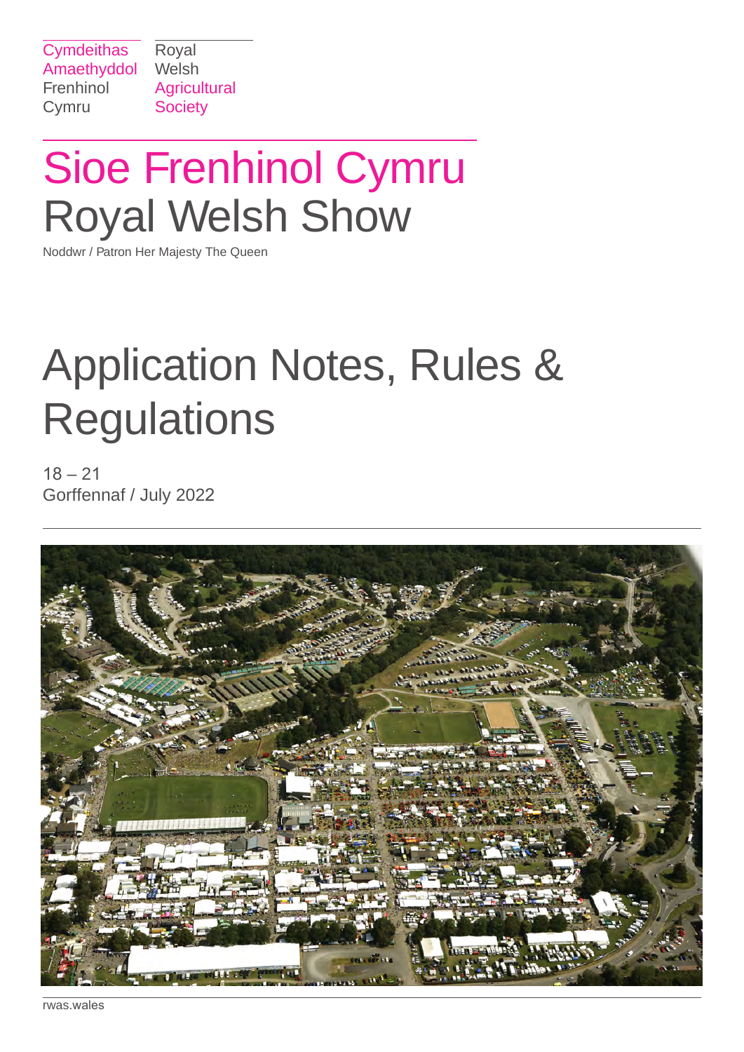Cymdeithas Amaethyddol Frenhinol Cymru

Royal Welsh Agricultural Society

# Sioe Frenhinol Cymru
# Royal Welsh Show

Noddwr / Patron Her Majesty The Queen

# Application Notes, Rules & Regulations

18 – 21
Gorffennaf / July 2022

rwas.wales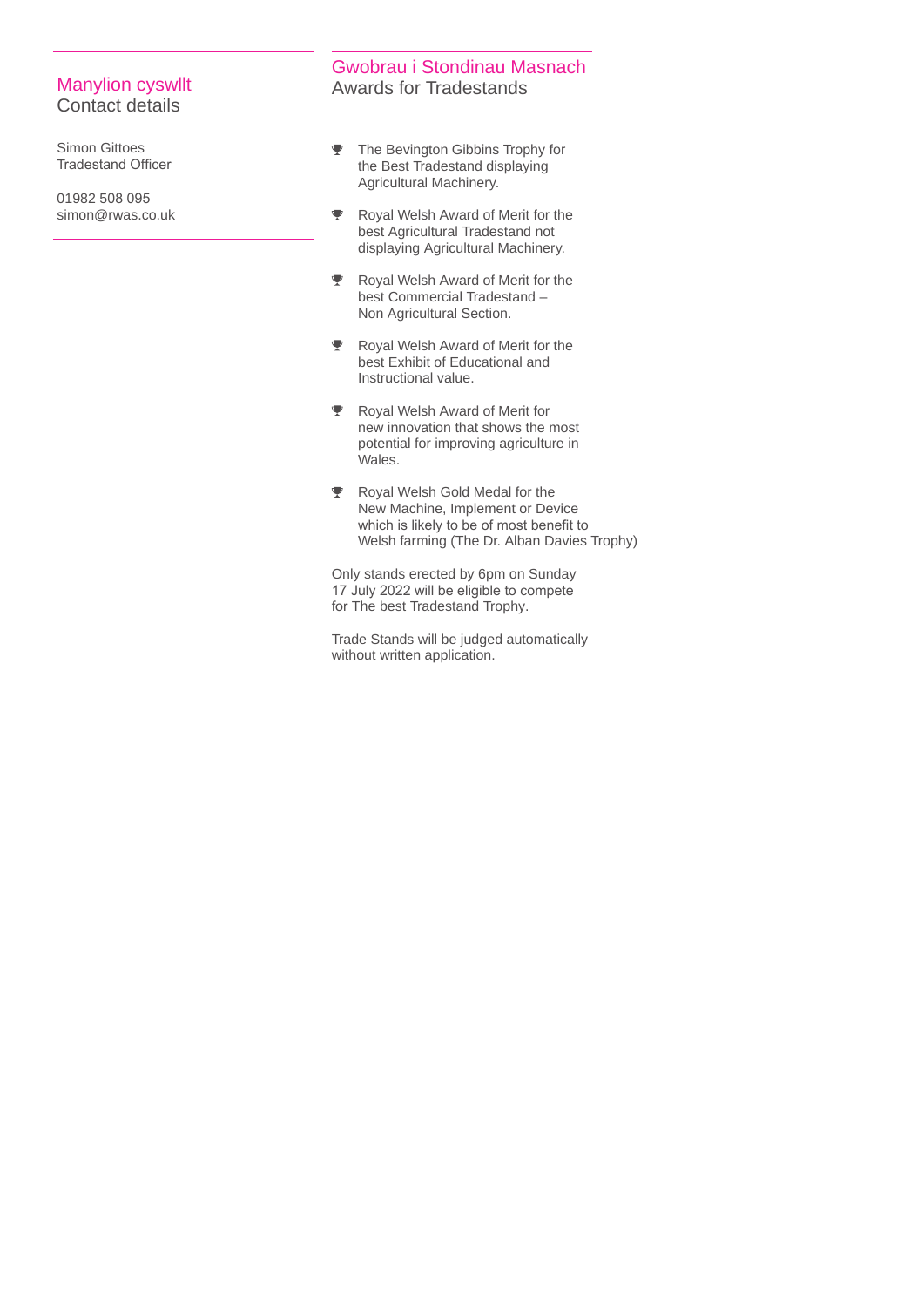## Manylion cyswllt
Contact details

Simon Gittoes
Tradestand Officer

01982 508 095
simon@rwas.co.uk

## Gwobrau i Stondinau Masnach
Awards for Tradestands

- The Bevington Gibbins Trophy for the Best Tradestand displaying Agricultural Machinery.
- Royal Welsh Award of Merit for the best Agricultural Tradestand not displaying Agricultural Machinery.
- Royal Welsh Award of Merit for the best Commercial Tradestand – Non Agricultural Section.
- Royal Welsh Award of Merit for the best Exhibit of Educational and Instructional value.
- Royal Welsh Award of Merit for new innovation that shows the most potential for improving agriculture in Wales.
- Royal Welsh Gold Medal for the New Machine, Implement or Device which is likely to be of most benefit to Welsh farming (The Dr. Alban Davies Trophy)

Only stands erected by 6pm on Sunday 17 July 2022 will be eligible to compete for The best Tradestand Trophy.

Trade Stands will be judged automatically without written application.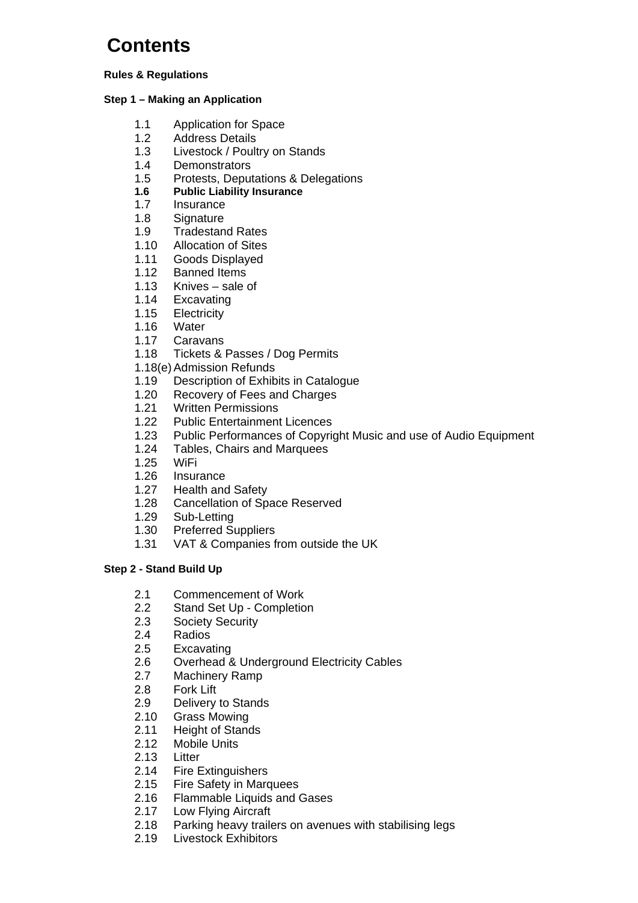# Contents

**Rules & Regulations**

**Step 1 – Making an Application**

- 1.1 Application for Space
- 1.2 Address Details
- 1.3 Livestock / Poultry on Stands
- 1.4 Demonstrators
- 1.5 Protests, Deputations & Delegations
- **1.6 Public Liability Insurance**
- 1.7 Insurance
- 1.8 Signature
- 1.9 Tradestand Rates
- 1.10 Allocation of Sites
- 1.11 Goods Displayed
- 1.12 Banned Items
- 1.13 Knives – sale of
- 1.14 Excavating
- 1.15 Electricity
- 1.16 Water
- 1.17 Caravans
- 1.18 Tickets & Passes / Dog Permits
- 1.18(e) Admission Refunds
- 1.19 Description of Exhibits in Catalogue
- 1.20 Recovery of Fees and Charges
- 1.21 Written Permissions
- 1.22 Public Entertainment Licences
- 1.23 Public Performances of Copyright Music and use of Audio Equipment
- 1.24 Tables, Chairs and Marquees
- 1.25 WiFi
- 1.26 Insurance
- 1.27 Health and Safety
- 1.28 Cancellation of Space Reserved
- 1.29 Sub-Letting
- 1.30 Preferred Suppliers
- 1.31 VAT & Companies from outside the UK

**Step 2 - Stand Build Up**

- 2.1 Commencement of Work
- 2.2 Stand Set Up - Completion
- 2.3 Society Security
- 2.4 Radios
- 2.5 Excavating
- 2.6 Overhead & Underground Electricity Cables
- 2.7 Machinery Ramp
- 2.8 Fork Lift
- 2.9 Delivery to Stands
- 2.10 Grass Mowing
- 2.11 Height of Stands
- 2.12 Mobile Units
- 2.13 Litter
- 2.14 Fire Extinguishers
- 2.15 Fire Safety in Marquees
- 2.16 Flammable Liquids and Gases
- 2.17 Low Flying Aircraft
- 2.18 Parking heavy trailers on avenues with stabilising legs
- 2.19 Livestock Exhibitors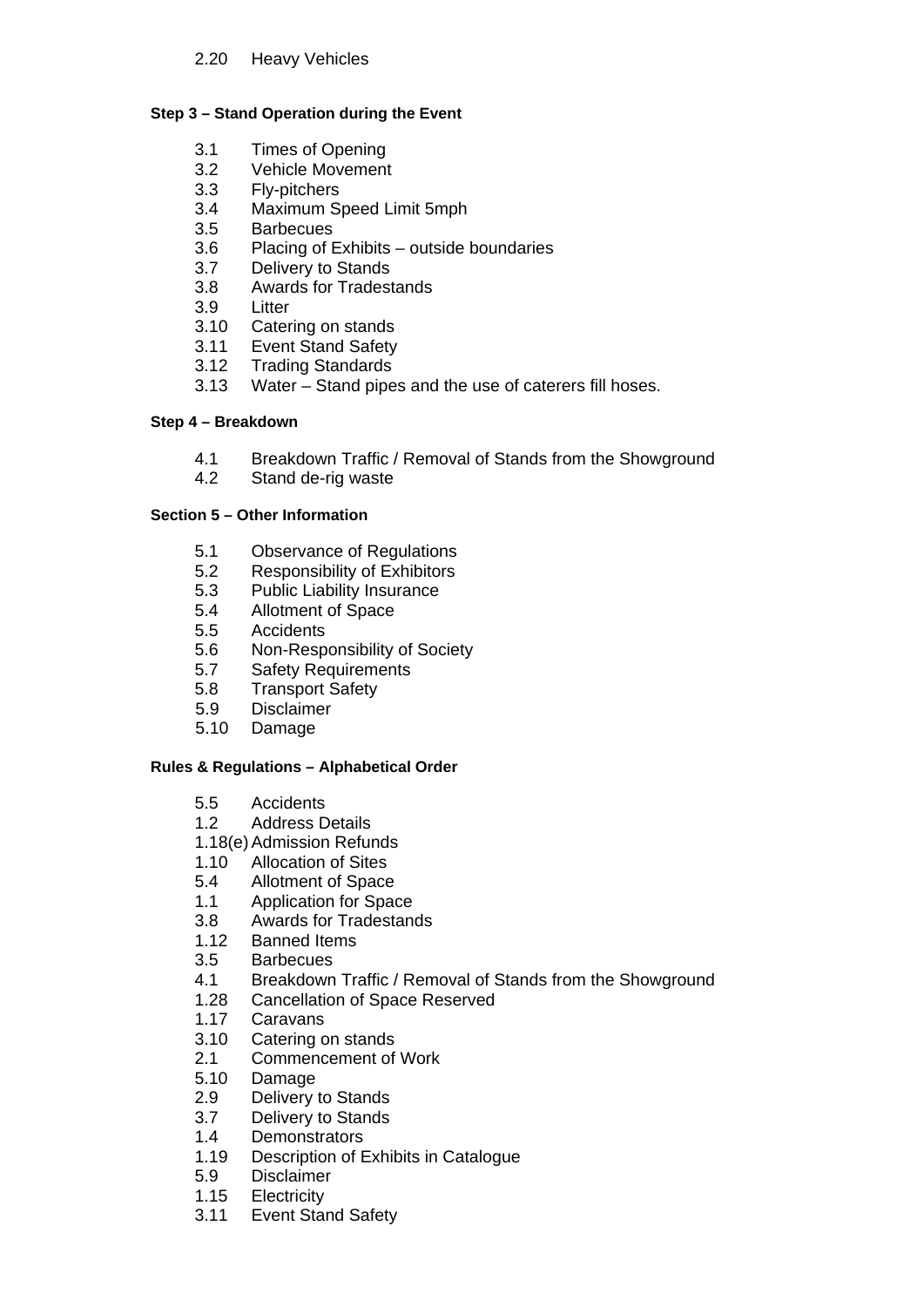2.20 Heavy Vehicles

**Step 3 – Stand Operation during the Event**

3.1 Times of Opening
3.2 Vehicle Movement
3.3 Fly-pitchers
3.4 Maximum Speed Limit 5mph
3.5 Barbecues
3.6 Placing of Exhibits – outside boundaries
3.7 Delivery to Stands
3.8 Awards for Tradestands
3.9 Litter
3.10 Catering on stands
3.11 Event Stand Safety
3.12 Trading Standards
3.13 Water – Stand pipes and the use of caterers fill hoses.

**Step 4 – Breakdown**

4.1 Breakdown Traffic / Removal of Stands from the Showground
4.2 Stand de-rig waste

**Section 5 – Other Information**

5.1 Observance of Regulations
5.2 Responsibility of Exhibitors
5.3 Public Liability Insurance
5.4 Allotment of Space
5.5 Accidents
5.6 Non-Responsibility of Society
5.7 Safety Requirements
5.8 Transport Safety
5.9 Disclaimer
5.10 Damage

**Rules & Regulations – Alphabetical Order**

5.5 Accidents
1.2 Address Details
1.18(e) Admission Refunds
1.10 Allocation of Sites
5.4 Allotment of Space
1.1 Application for Space
3.8 Awards for Tradestands
1.12 Banned Items
3.5 Barbecues
4.1 Breakdown Traffic / Removal of Stands from the Showground
1.28 Cancellation of Space Reserved
1.17 Caravans
3.10 Catering on stands
2.1 Commencement of Work
5.10 Damage
2.9 Delivery to Stands
3.7 Delivery to Stands
1.4 Demonstrators
1.19 Description of Exhibits in Catalogue
5.9 Disclaimer
1.15 Electricity
3.11 Event Stand Safety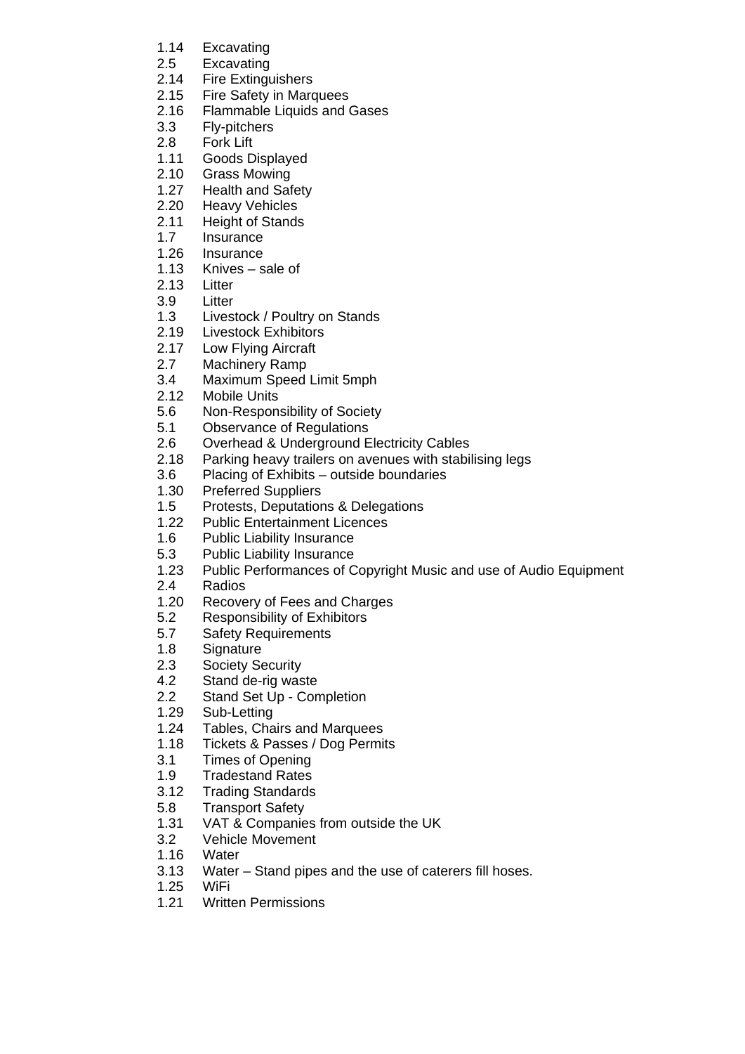1.14 Excavating
2.5 Excavating
2.14 Fire Extinguishers
2.15 Fire Safety in Marquees
2.16 Flammable Liquids and Gases
3.3 Fly-pitchers
2.8 Fork Lift
1.11 Goods Displayed
2.10 Grass Mowing
1.27 Health and Safety
2.20 Heavy Vehicles
2.11 Height of Stands
1.7 Insurance
1.26 Insurance
1.13 Knives – sale of
2.13 Litter
3.9 Litter
1.3 Livestock / Poultry on Stands
2.19 Livestock Exhibitors
2.17 Low Flying Aircraft
2.7 Machinery Ramp
3.4 Maximum Speed Limit 5mph
2.12 Mobile Units
5.6 Non-Responsibility of Society
5.1 Observance of Regulations
2.6 Overhead & Underground Electricity Cables
2.18 Parking heavy trailers on avenues with stabilising legs
3.6 Placing of Exhibits – outside boundaries
1.30 Preferred Suppliers
1.5 Protests, Deputations & Delegations
1.22 Public Entertainment Licences
1.6 Public Liability Insurance
5.3 Public Liability Insurance
1.23 Public Performances of Copyright Music and use of Audio Equipment
2.4 Radios
1.20 Recovery of Fees and Charges
5.2 Responsibility of Exhibitors
5.7 Safety Requirements
1.8 Signature
2.3 Society Security
4.2 Stand de-rig waste
2.2 Stand Set Up - Completion
1.29 Sub-Letting
1.24 Tables, Chairs and Marquees
1.18 Tickets & Passes / Dog Permits
3.1 Times of Opening
1.9 Tradestand Rates
3.12 Trading Standards
5.8 Transport Safety
1.31 VAT & Companies from outside the UK
3.2 Vehicle Movement
1.16 Water
3.13 Water – Stand pipes and the use of caterers fill hoses.
1.25 WiFi
1.21 Written Permissions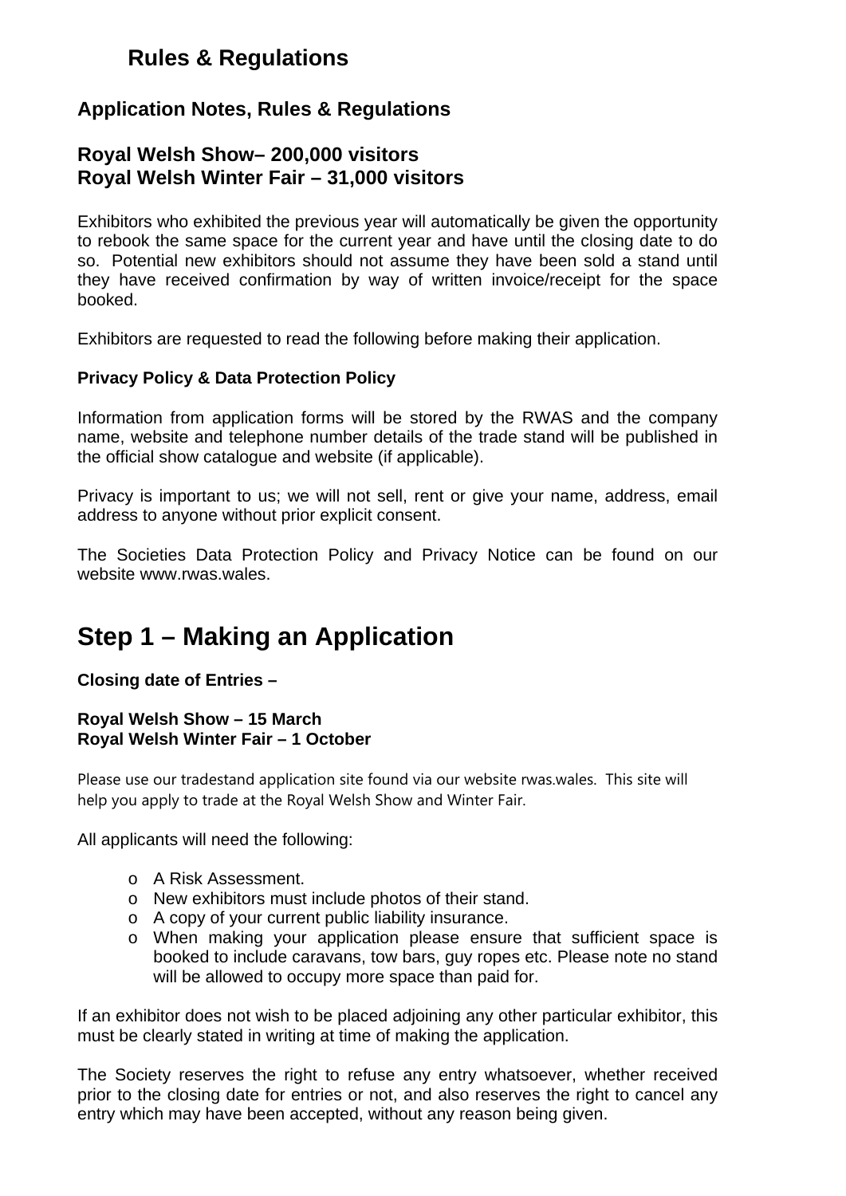# Rules & Regulations

## Application Notes, Rules & Regulations

## Royal Welsh Show– 200,000 visitors
## Royal Welsh Winter Fair – 31,000 visitors

Exhibitors who exhibited the previous year will automatically be given the opportunity to rebook the same space for the current year and have until the closing date to do so. Potential new exhibitors should not assume they have been sold a stand until they have received confirmation by way of written invoice/receipt for the space booked.

Exhibitors are requested to read the following before making their application.

**Privacy Policy & Data Protection Policy**

Information from application forms will be stored by the RWAS and the company name, website and telephone number details of the trade stand will be published in the official show catalogue and website (if applicable).

Privacy is important to us; we will not sell, rent or give your name, address, email address to anyone without prior explicit consent.

The Societies Data Protection Policy and Privacy Notice can be found on our website www.rwas.wales.

# Step 1 – Making an Application

**Closing date of Entries –**

**Royal Welsh Show – 15 March**
**Royal Welsh Winter Fair – 1 October**

Please use our tradestand application site found via our website rwas.wales. This site will help you apply to trade at the Royal Welsh Show and Winter Fair.

All applicants will need the following:

- A Risk Assessment.
- New exhibitors must include photos of their stand.
- A copy of your current public liability insurance.
- When making your application please ensure that sufficient space is booked to include caravans, tow bars, guy ropes etc. Please note no stand will be allowed to occupy more space than paid for.

If an exhibitor does not wish to be placed adjoining any other particular exhibitor, this must be clearly stated in writing at time of making the application.

The Society reserves the right to refuse any entry whatsoever, whether received prior to the closing date for entries or not, and also reserves the right to cancel any entry which may have been accepted, without any reason being given.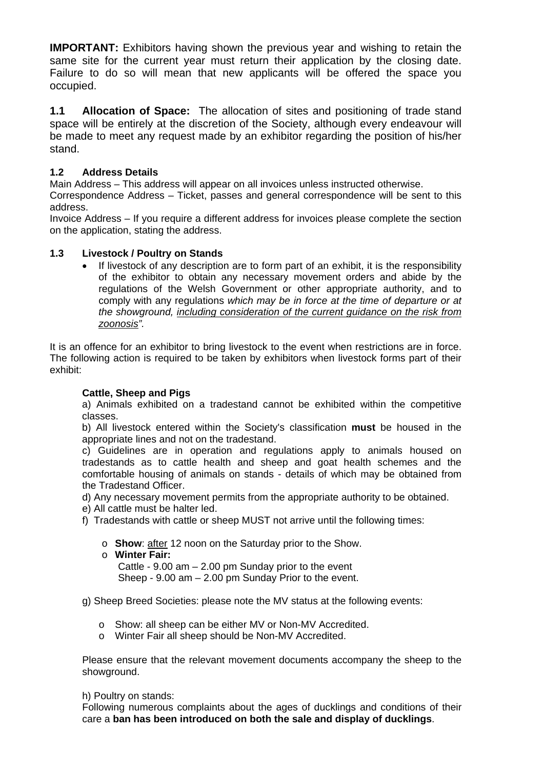**IMPORTANT:** Exhibitors having shown the previous year and wishing to retain the same site for the current year must return their application by the closing date. Failure to do so will mean that new applicants will be offered the space you occupied.

**1.1 Allocation of Space:** The allocation of sites and positioning of trade stand space will be entirely at the discretion of the Society, although every endeavour will be made to meet any request made by an exhibitor regarding the position of his/her stand.

**1.2 Address Details**

Main Address – This address will appear on all invoices unless instructed otherwise.

Correspondence Address – Ticket, passes and general correspondence will be sent to this address.

Invoice Address – If you require a different address for invoices please complete the section on the application, stating the address.

**1.3 Livestock / Poultry on Stands**

- If livestock of any description are to form part of an exhibit, it is the responsibility of the exhibitor to obtain any necessary movement orders and abide by the regulations of the Welsh Government or other appropriate authority, and to comply with any regulations *which may be in force at the time of departure or at the showground, <u>including consideration of the current guidance on the risk from zoonosis</u>".*

It is an offence for an exhibitor to bring livestock to the event when restrictions are in force. The following action is required to be taken by exhibitors when livestock forms part of their exhibit:

**Cattle, Sheep and Pigs**

a) Animals exhibited on a tradestand cannot be exhibited within the competitive classes.

b) All livestock entered within the Society's classification **must** be housed in the appropriate lines and not on the tradestand.

c) Guidelines are in operation and regulations apply to animals housed on tradestands as to cattle health and sheep and goat health schemes and the comfortable housing of animals on stands - details of which may be obtained from the Tradestand Officer.

d) Any necessary movement permits from the appropriate authority to be obtained.

e) All cattle must be halter led.

f) Tradestands with cattle or sheep MUST not arrive until the following times:

- **Show**: <u>after</u> 12 noon on the Saturday prior to the Show.
- **Winter Fair:**
  Cattle - 9.00 am – 2.00 pm Sunday prior to the event
  Sheep - 9.00 am – 2.00 pm Sunday Prior to the event.

g) Sheep Breed Societies: please note the MV status at the following events:

- Show: all sheep can be either MV or Non-MV Accredited.
- Winter Fair all sheep should be Non-MV Accredited.

Please ensure that the relevant movement documents accompany the sheep to the showground.

h) Poultry on stands:

Following numerous complaints about the ages of ducklings and conditions of their care a **ban has been introduced on both the sale and display of ducklings**.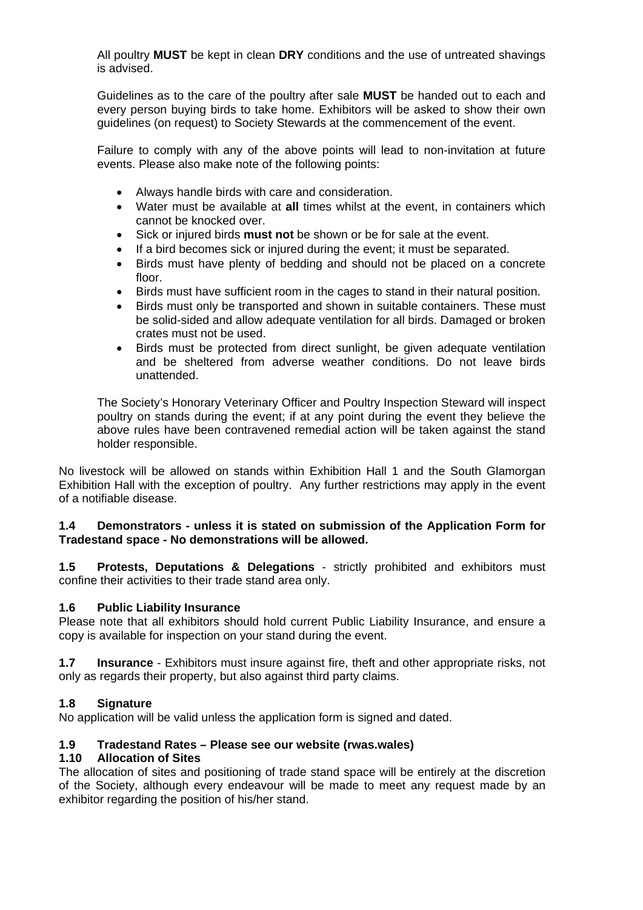All poultry **MUST** be kept in clean **DRY** conditions and the use of untreated shavings is advised.

Guidelines as to the care of the poultry after sale **MUST** be handed out to each and every person buying birds to take home. Exhibitors will be asked to show their own guidelines (on request) to Society Stewards at the commencement of the event.

Failure to comply with any of the above points will lead to non-invitation at future events. Please also make note of the following points:

- Always handle birds with care and consideration.
- Water must be available at **all** times whilst at the event, in containers which cannot be knocked over.
- Sick or injured birds **must not** be shown or be for sale at the event.
- If a bird becomes sick or injured during the event; it must be separated.
- Birds must have plenty of bedding and should not be placed on a concrete floor.
- Birds must have sufficient room in the cages to stand in their natural position.
- Birds must only be transported and shown in suitable containers. These must be solid-sided and allow adequate ventilation for all birds. Damaged or broken crates must not be used.
- Birds must be protected from direct sunlight, be given adequate ventilation and be sheltered from adverse weather conditions. Do not leave birds unattended.

The Society's Honorary Veterinary Officer and Poultry Inspection Steward will inspect poultry on stands during the event; if at any point during the event they believe the above rules have been contravened remedial action will be taken against the stand holder responsible.

No livestock will be allowed on stands within Exhibition Hall 1 and the South Glamorgan Exhibition Hall with the exception of poultry. Any further restrictions may apply in the event of a notifiable disease.

**1.4 Demonstrators - unless it is stated on submission of the Application Form for Tradestand space - No demonstrations will be allowed.**

**1.5 Protests, Deputations & Delegations** - strictly prohibited and exhibitors must confine their activities to their trade stand area only.

**1.6 Public Liability Insurance**

Please note that all exhibitors should hold current Public Liability Insurance, and ensure a copy is available for inspection on your stand during the event.

**1.7 Insurance** - Exhibitors must insure against fire, theft and other appropriate risks, not only as regards their property, but also against third party claims.

**1.8 Signature**

No application will be valid unless the application form is signed and dated.

**1.9 Tradestand Rates – Please see our website (rwas.wales)**

**1.10 Allocation of Sites**

The allocation of sites and positioning of trade stand space will be entirely at the discretion of the Society, although every endeavour will be made to meet any request made by an exhibitor regarding the position of his/her stand.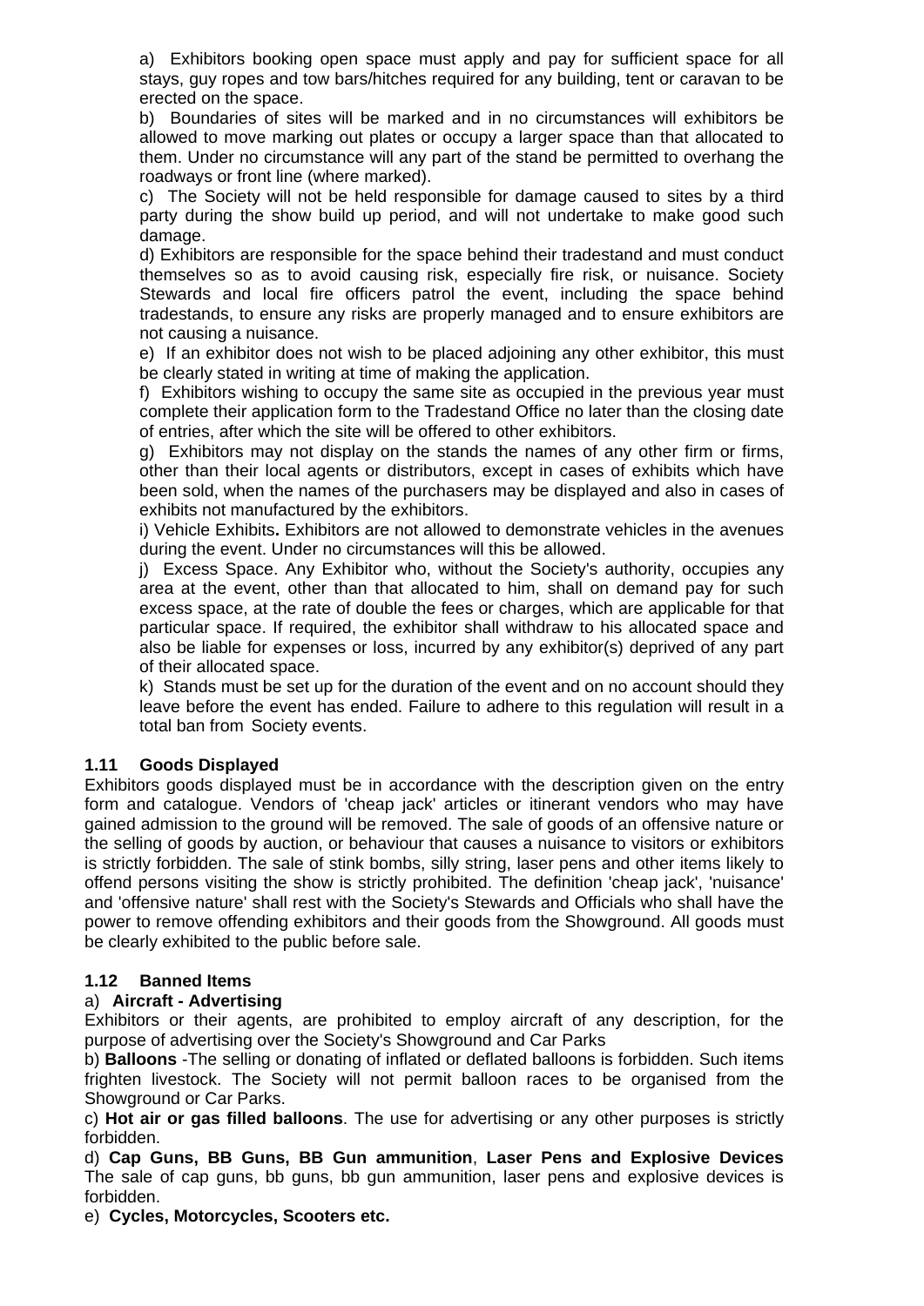a) Exhibitors booking open space must apply and pay for sufficient space for all stays, guy ropes and tow bars/hitches required for any building, tent or caravan to be erected on the space.

b) Boundaries of sites will be marked and in no circumstances will exhibitors be allowed to move marking out plates or occupy a larger space than that allocated to them. Under no circumstance will any part of the stand be permitted to overhang the roadways or front line (where marked).

c) The Society will not be held responsible for damage caused to sites by a third party during the show build up period, and will not undertake to make good such damage.

d) Exhibitors are responsible for the space behind their tradestand and must conduct themselves so as to avoid causing risk, especially fire risk, or nuisance. Society Stewards and local fire officers patrol the event, including the space behind tradestands, to ensure any risks are properly managed and to ensure exhibitors are not causing a nuisance.

e) If an exhibitor does not wish to be placed adjoining any other exhibitor, this must be clearly stated in writing at time of making the application.

f) Exhibitors wishing to occupy the same site as occupied in the previous year must complete their application form to the Tradestand Office no later than the closing date of entries, after which the site will be offered to other exhibitors.

g) Exhibitors may not display on the stands the names of any other firm or firms, other than their local agents or distributors, except in cases of exhibits which have been sold, when the names of the purchasers may be displayed and also in cases of exhibits not manufactured by the exhibitors.

i) Vehicle Exhibits**.** Exhibitors are not allowed to demonstrate vehicles in the avenues during the event. Under no circumstances will this be allowed.

j) Excess Space. Any Exhibitor who, without the Society's authority, occupies any area at the event, other than that allocated to him, shall on demand pay for such excess space, at the rate of double the fees or charges, which are applicable for that particular space. If required, the exhibitor shall withdraw to his allocated space and also be liable for expenses or loss, incurred by any exhibitor(s) deprived of any part of their allocated space.

k) Stands must be set up for the duration of the event and on no account should they leave before the event has ended. Failure to adhere to this regulation will result in a total ban from Society events.

### 1.11 Goods Displayed

Exhibitors goods displayed must be in accordance with the description given on the entry form and catalogue. Vendors of 'cheap jack' articles or itinerant vendors who may have gained admission to the ground will be removed. The sale of goods of an offensive nature or the selling of goods by auction, or behaviour that causes a nuisance to visitors or exhibitors is strictly forbidden. The sale of stink bombs, silly string, laser pens and other items likely to offend persons visiting the show is strictly prohibited. The definition 'cheap jack', 'nuisance' and 'offensive nature' shall rest with the Society's Stewards and Officials who shall have the power to remove offending exhibitors and their goods from the Showground. All goods must be clearly exhibited to the public before sale.

### 1.12 Banned Items

a) **Aircraft - Advertising**

Exhibitors or their agents, are prohibited to employ aircraft of any description, for the purpose of advertising over the Society's Showground and Car Parks

b) **Balloons** -The selling or donating of inflated or deflated balloons is forbidden. Such items frighten livestock. The Society will not permit balloon races to be organised from the Showground or Car Parks.

c) **Hot air or gas filled balloons**. The use for advertising or any other purposes is strictly forbidden.

d) **Cap Guns, BB Guns, BB Gun ammunition**, **Laser Pens and Explosive Devices** The sale of cap guns, bb guns, bb gun ammunition, laser pens and explosive devices is forbidden.

e) **Cycles, Motorcycles, Scooters etc.**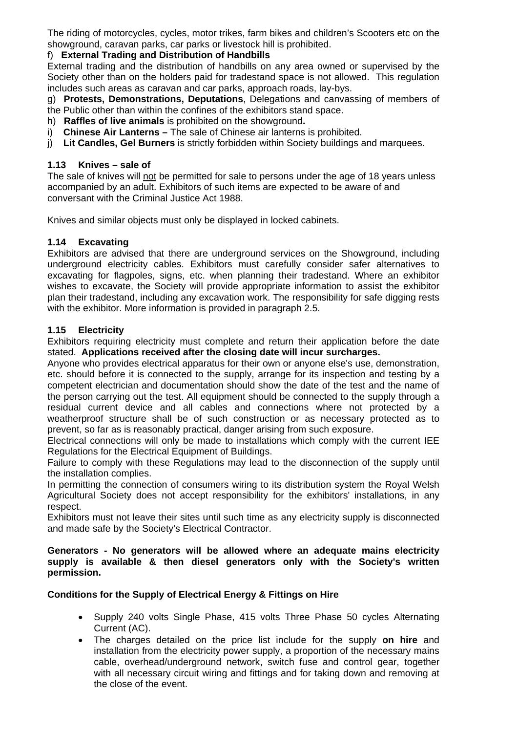The riding of motorcycles, cycles, motor trikes, farm bikes and children's Scooters etc on the showground, caravan parks, car parks or livestock hill is prohibited.

f) **External Trading and Distribution of Handbills**

External trading and the distribution of handbills on any area owned or supervised by the Society other than on the holders paid for tradestand space is not allowed. This regulation includes such areas as caravan and car parks, approach roads, lay-bys.

g) **Protests, Demonstrations, Deputations**, Delegations and canvassing of members of the Public other than within the confines of the exhibitors stand space.

h) **Raffles of live animals** is prohibited on the showground**.**

i) **Chinese Air Lanterns –** The sale of Chinese air lanterns is prohibited.

j) **Lit Candles, Gel Burners** is strictly forbidden within Society buildings and marquees.

### 1.13 Knives – sale of

The sale of knives will not be permitted for sale to persons under the age of 18 years unless accompanied by an adult. Exhibitors of such items are expected to be aware of and conversant with the Criminal Justice Act 1988.

Knives and similar objects must only be displayed in locked cabinets.

### 1.14 Excavating

Exhibitors are advised that there are underground services on the Showground, including underground electricity cables. Exhibitors must carefully consider safer alternatives to excavating for flagpoles, signs, etc. when planning their tradestand. Where an exhibitor wishes to excavate, the Society will provide appropriate information to assist the exhibitor plan their tradestand, including any excavation work. The responsibility for safe digging rests with the exhibitor. More information is provided in paragraph 2.5.

### 1.15 Electricity

Exhibitors requiring electricity must complete and return their application before the date stated. **Applications received after the closing date will incur surcharges.**

Anyone who provides electrical apparatus for their own or anyone else's use, demonstration, etc. should before it is connected to the supply, arrange for its inspection and testing by a competent electrician and documentation should show the date of the test and the name of the person carrying out the test. All equipment should be connected to the supply through a residual current device and all cables and connections where not protected by a weatherproof structure shall be of such construction or as necessary protected as to prevent, so far as is reasonably practical, danger arising from such exposure.

Electrical connections will only be made to installations which comply with the current IEE Regulations for the Electrical Equipment of Buildings.

Failure to comply with these Regulations may lead to the disconnection of the supply until the installation complies.

In permitting the connection of consumers wiring to its distribution system the Royal Welsh Agricultural Society does not accept responsibility for the exhibitors' installations, in any respect.

Exhibitors must not leave their sites until such time as any electricity supply is disconnected and made safe by the Society's Electrical Contractor.

**Generators - No generators will be allowed where an adequate mains electricity supply is available & then diesel generators only with the Society's written permission.**

**Conditions for the Supply of Electrical Energy & Fittings on Hire**

- Supply 240 volts Single Phase, 415 volts Three Phase 50 cycles Alternating Current (AC).
- The charges detailed on the price list include for the supply **on hire** and installation from the electricity power supply, a proportion of the necessary mains cable, overhead/underground network, switch fuse and control gear, together with all necessary circuit wiring and fittings and for taking down and removing at the close of the event.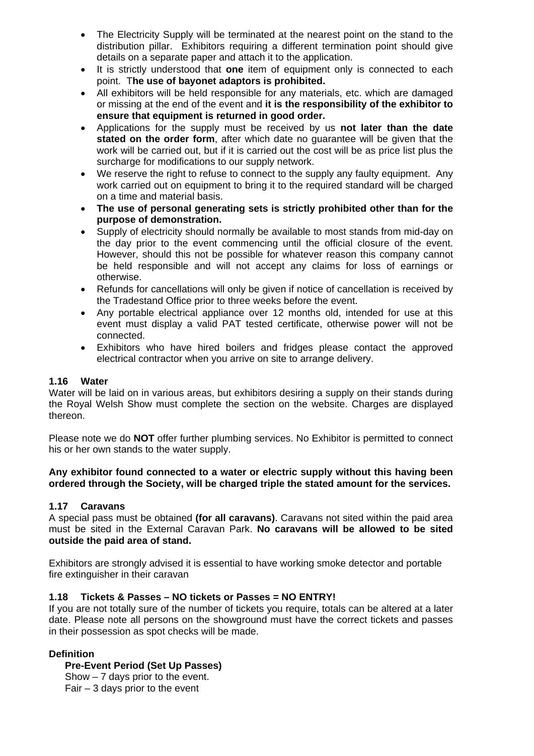- The Electricity Supply will be terminated at the nearest point on the stand to the distribution pillar. Exhibitors requiring a different termination point should give details on a separate paper and attach it to the application.
- It is strictly understood that **one** item of equipment only is connected to each point. T**he use of bayonet adaptors is prohibited.**
- All exhibitors will be held responsible for any materials, etc. which are damaged or missing at the end of the event and **it is the responsibility of the exhibitor to ensure that equipment is returned in good order.**
- Applications for the supply must be received by us **not later than the date stated on the order form**, after which date no guarantee will be given that the work will be carried out, but if it is carried out the cost will be as price list plus the surcharge for modifications to our supply network.
- We reserve the right to refuse to connect to the supply any faulty equipment. Any work carried out on equipment to bring it to the required standard will be charged on a time and material basis.
- **The use of personal generating sets is strictly prohibited other than for the purpose of demonstration.**
- Supply of electricity should normally be available to most stands from mid-day on the day prior to the event commencing until the official closure of the event. However, should this not be possible for whatever reason this company cannot be held responsible and will not accept any claims for loss of earnings or otherwise.
- Refunds for cancellations will only be given if notice of cancellation is received by the Tradestand Office prior to three weeks before the event.
- Any portable electrical appliance over 12 months old, intended for use at this event must display a valid PAT tested certificate, otherwise power will not be connected.
- Exhibitors who have hired boilers and fridges please contact the approved electrical contractor when you arrive on site to arrange delivery.

### 1.16 Water

Water will be laid on in various areas, but exhibitors desiring a supply on their stands during the Royal Welsh Show must complete the section on the website. Charges are displayed thereon.

Please note we do **NOT** offer further plumbing services. No Exhibitor is permitted to connect his or her own stands to the water supply.

**Any exhibitor found connected to a water or electric supply without this having been ordered through the Society, will be charged triple the stated amount for the services.**

### 1.17 Caravans

A special pass must be obtained **(for all caravans)**. Caravans not sited within the paid area must be sited in the External Caravan Park. **No caravans will be allowed to be sited outside the paid area of stand.**

Exhibitors are strongly advised it is essential to have working smoke detector and portable fire extinguisher in their caravan

### 1.18 Tickets & Passes – NO tickets or Passes = NO ENTRY!

If you are not totally sure of the number of tickets you require, totals can be altered at a later date. Please note all persons on the showground must have the correct tickets and passes in their possession as spot checks will be made.

**Definition**

**Pre-Event Period (Set Up Passes)**

Show – 7 days prior to the event.
Fair – 3 days prior to the event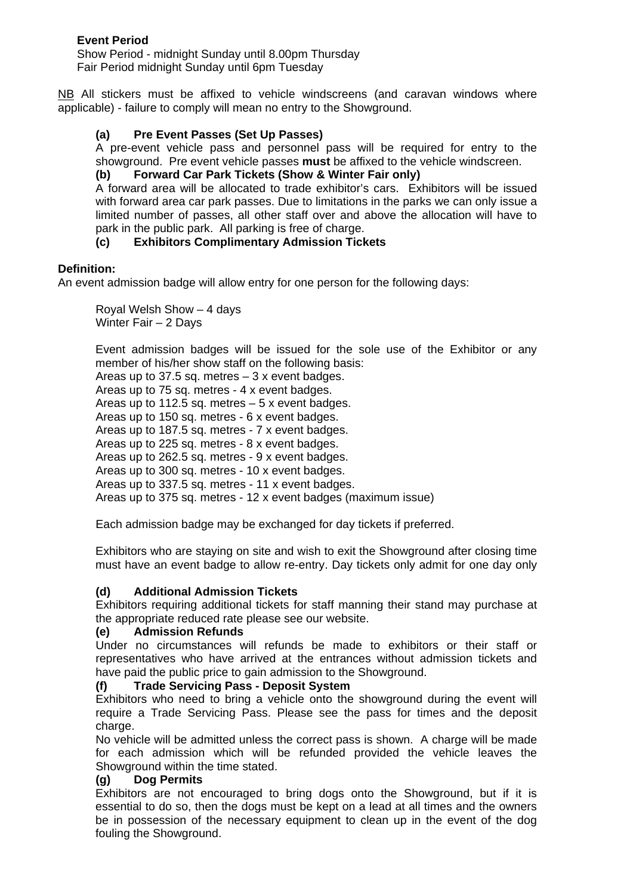**Event Period**

Show Period - midnight Sunday until 8.00pm Thursday
Fair Period midnight Sunday until 6pm Tuesday

NB All stickers must be affixed to vehicle windscreens (and caravan windows where applicable) - failure to comply will mean no entry to the Showground.

**(a) Pre Event Passes (Set Up Passes)**

A pre-event vehicle pass and personnel pass will be required for entry to the showground. Pre event vehicle passes **must** be affixed to the vehicle windscreen.

**(b) Forward Car Park Tickets (Show & Winter Fair only)**

A forward area will be allocated to trade exhibitor's cars. Exhibitors will be issued with forward area car park passes. Due to limitations in the parks we can only issue a limited number of passes, all other staff over and above the allocation will have to park in the public park. All parking is free of charge.

**(c) Exhibitors Complimentary Admission Tickets**

**Definition:**

An event admission badge will allow entry for one person for the following days:

Royal Welsh Show – 4 days
Winter Fair – 2 Days

Event admission badges will be issued for the sole use of the Exhibitor or any member of his/her show staff on the following basis:

Areas up to 37.5 sq. metres – 3 x event badges.
Areas up to 75 sq. metres - 4 x event badges.
Areas up to 112.5 sq. metres – 5 x event badges.
Areas up to 150 sq. metres - 6 x event badges.
Areas up to 187.5 sq. metres - 7 x event badges.
Areas up to 225 sq. metres - 8 x event badges.
Areas up to 262.5 sq. metres - 9 x event badges.
Areas up to 300 sq. metres - 10 x event badges.
Areas up to 337.5 sq. metres - 11 x event badges.
Areas up to 375 sq. metres - 12 x event badges (maximum issue)

Each admission badge may be exchanged for day tickets if preferred.

Exhibitors who are staying on site and wish to exit the Showground after closing time must have an event badge to allow re-entry. Day tickets only admit for one day only

**(d) Additional Admission Tickets**

Exhibitors requiring additional tickets for staff manning their stand may purchase at the appropriate reduced rate please see our website.

**(e) Admission Refunds**

Under no circumstances will refunds be made to exhibitors or their staff or representatives who have arrived at the entrances without admission tickets and have paid the public price to gain admission to the Showground.

**(f) Trade Servicing Pass - Deposit System**

Exhibitors who need to bring a vehicle onto the showground during the event will require a Trade Servicing Pass. Please see the pass for times and the deposit charge.

No vehicle will be admitted unless the correct pass is shown. A charge will be made for each admission which will be refunded provided the vehicle leaves the Showground within the time stated.

**(g) Dog Permits**

Exhibitors are not encouraged to bring dogs onto the Showground, but if it is essential to do so, then the dogs must be kept on a lead at all times and the owners be in possession of the necessary equipment to clean up in the event of the dog fouling the Showground.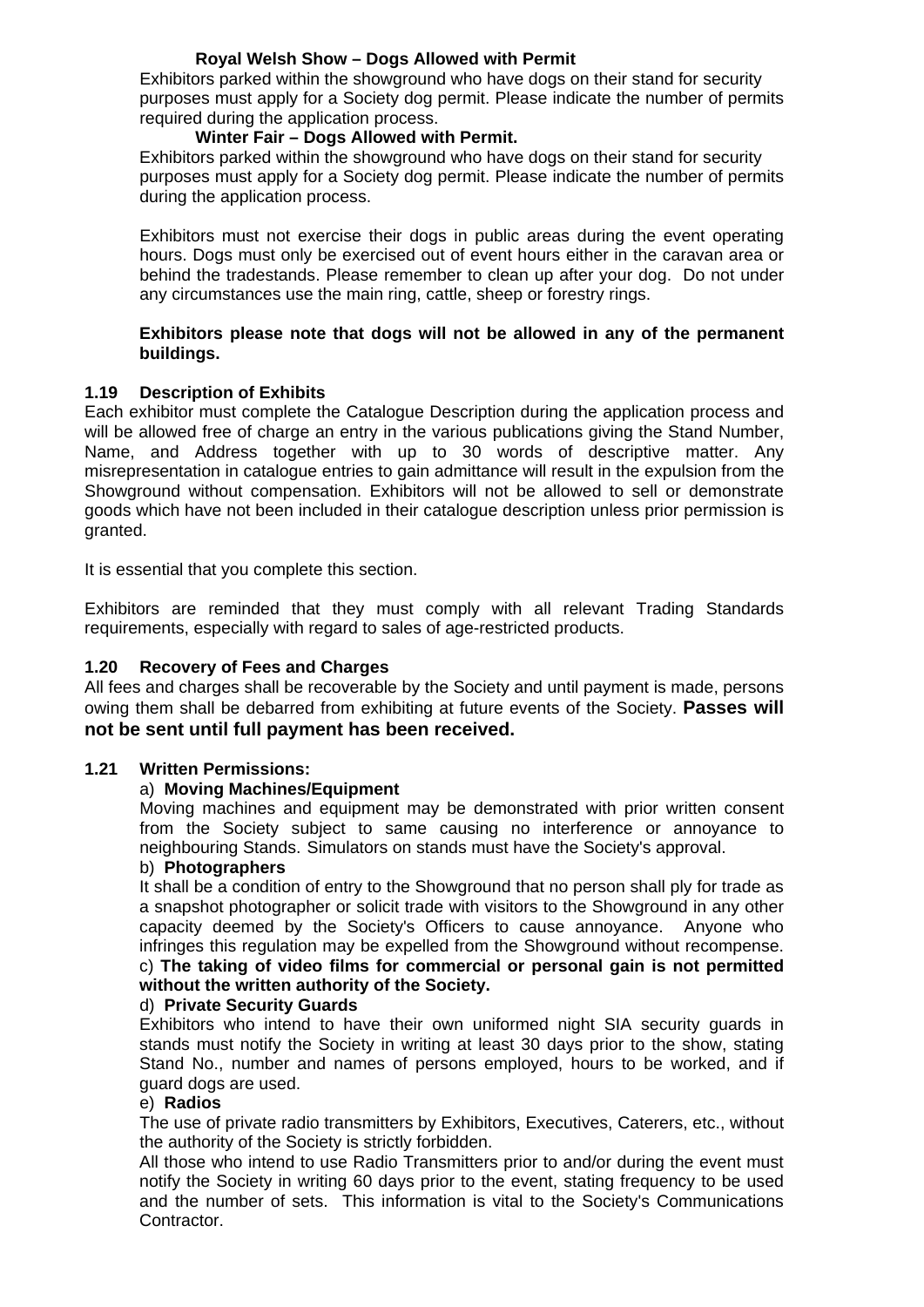**Royal Welsh Show – Dogs Allowed with Permit**

Exhibitors parked within the showground who have dogs on their stand for security purposes must apply for a Society dog permit. Please indicate the number of permits required during the application process.

**Winter Fair – Dogs Allowed with Permit.**

Exhibitors parked within the showground who have dogs on their stand for security purposes must apply for a Society dog permit. Please indicate the number of permits during the application process.

Exhibitors must not exercise their dogs in public areas during the event operating hours. Dogs must only be exercised out of event hours either in the caravan area or behind the tradestands. Please remember to clean up after your dog. Do not under any circumstances use the main ring, cattle, sheep or forestry rings.

**Exhibitors please note that dogs will not be allowed in any of the permanent buildings.**

### 1.19 Description of Exhibits

Each exhibitor must complete the Catalogue Description during the application process and will be allowed free of charge an entry in the various publications giving the Stand Number, Name, and Address together with up to 30 words of descriptive matter. Any misrepresentation in catalogue entries to gain admittance will result in the expulsion from the Showground without compensation. Exhibitors will not be allowed to sell or demonstrate goods which have not been included in their catalogue description unless prior permission is granted.

It is essential that you complete this section.

Exhibitors are reminded that they must comply with all relevant Trading Standards requirements, especially with regard to sales of age-restricted products.

### 1.20 Recovery of Fees and Charges

All fees and charges shall be recoverable by the Society and until payment is made, persons owing them shall be debarred from exhibiting at future events of the Society. **Passes will not be sent until full payment has been received.**

### 1.21 Written Permissions:

a) **Moving Machines/Equipment**

Moving machines and equipment may be demonstrated with prior written consent from the Society subject to same causing no interference or annoyance to neighbouring Stands. Simulators on stands must have the Society's approval.

b) **Photographers**

It shall be a condition of entry to the Showground that no person shall ply for trade as a snapshot photographer or solicit trade with visitors to the Showground in any other capacity deemed by the Society's Officers to cause annoyance. Anyone who infringes this regulation may be expelled from the Showground without recompense.

c) **The taking of video films for commercial or personal gain is not permitted without the written authority of the Society.**

d) **Private Security Guards**

Exhibitors who intend to have their own uniformed night SIA security guards in stands must notify the Society in writing at least 30 days prior to the show, stating Stand No., number and names of persons employed, hours to be worked, and if guard dogs are used.

e) **Radios**

The use of private radio transmitters by Exhibitors, Executives, Caterers, etc., without the authority of the Society is strictly forbidden.

All those who intend to use Radio Transmitters prior to and/or during the event must notify the Society in writing 60 days prior to the event, stating frequency to be used and the number of sets. This information is vital to the Society's Communications Contractor.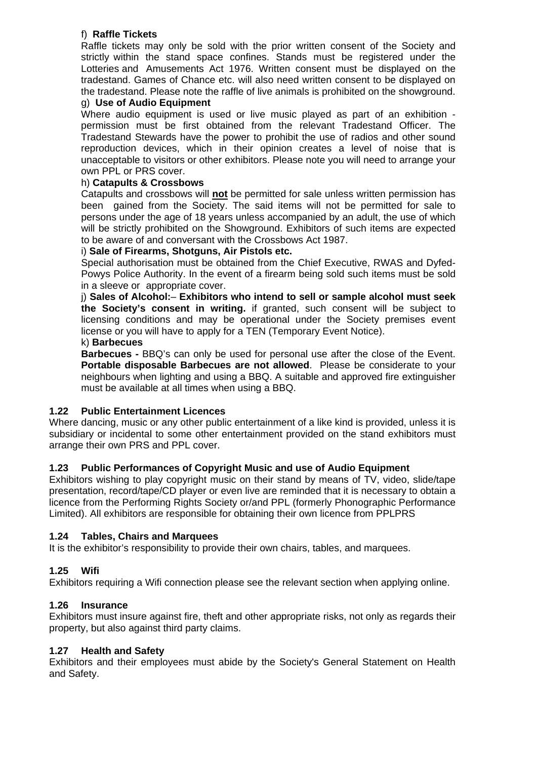f) **Raffle Tickets**

Raffle tickets may only be sold with the prior written consent of the Society and strictly within the stand space confines. Stands must be registered under the Lotteries and Amusements Act 1976. Written consent must be displayed on the tradestand. Games of Chance etc. will also need written consent to be displayed on the tradestand. Please note the raffle of live animals is prohibited on the showground.

g) **Use of Audio Equipment**

Where audio equipment is used or live music played as part of an exhibition - permission must be first obtained from the relevant Tradestand Officer. The Tradestand Stewards have the power to prohibit the use of radios and other sound reproduction devices, which in their opinion creates a level of noise that is unacceptable to visitors or other exhibitors. Please note you will need to arrange your own PPL or PRS cover.

h) **Catapults & Crossbows**

Catapults and crossbows will **not** be permitted for sale unless written permission has been gained from the Society. The said items will not be permitted for sale to persons under the age of 18 years unless accompanied by an adult, the use of which will be strictly prohibited on the Showground. Exhibitors of such items are expected to be aware of and conversant with the Crossbows Act 1987.

i) **Sale of Firearms, Shotguns, Air Pistols etc.**

Special authorisation must be obtained from the Chief Executive, RWAS and Dyfed-Powys Police Authority. In the event of a firearm being sold such items must be sold in a sleeve or appropriate cover.

j) **Sales of Alcohol:– Exhibitors who intend to sell or sample alcohol must seek the Society's consent in writing.** if granted, such consent will be subject to licensing conditions and may be operational under the Society premises event license or you will have to apply for a TEN (Temporary Event Notice).

k) **Barbecues**

**Barbecues -** BBQ's can only be used for personal use after the close of the Event. **Portable disposable Barbecues are not allowed**. Please be considerate to your neighbours when lighting and using a BBQ. A suitable and approved fire extinguisher must be available at all times when using a BBQ.

### 1.22 Public Entertainment Licences

Where dancing, music or any other public entertainment of a like kind is provided, unless it is subsidiary or incidental to some other entertainment provided on the stand exhibitors must arrange their own PRS and PPL cover.

### 1.23 Public Performances of Copyright Music and use of Audio Equipment

Exhibitors wishing to play copyright music on their stand by means of TV, video, slide/tape presentation, record/tape/CD player or even live are reminded that it is necessary to obtain a licence from the Performing Rights Society or/and PPL (formerly Phonographic Performance Limited). All exhibitors are responsible for obtaining their own licence from PPLPRS

### 1.24 Tables, Chairs and Marquees

It is the exhibitor's responsibility to provide their own chairs, tables, and marquees.

### 1.25 Wifi

Exhibitors requiring a Wifi connection please see the relevant section when applying online.

### 1.26 Insurance

Exhibitors must insure against fire, theft and other appropriate risks, not only as regards their property, but also against third party claims.

### 1.27 Health and Safety

Exhibitors and their employees must abide by the Society's General Statement on Health and Safety.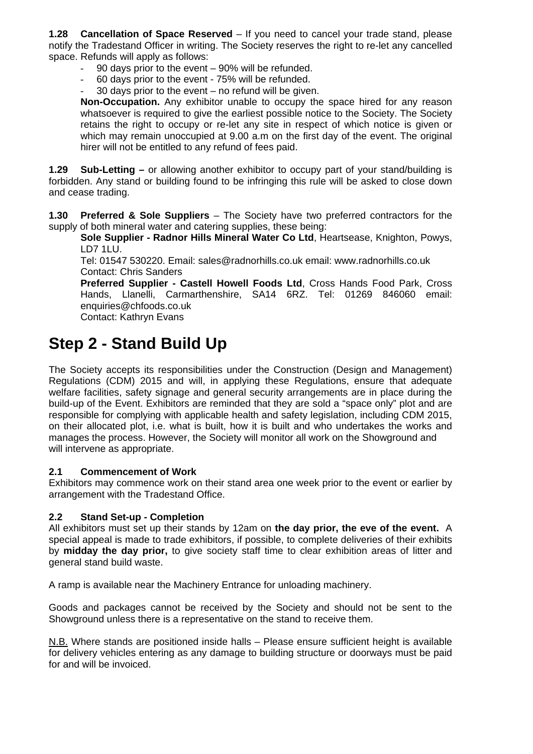**1.28 Cancellation of Space Reserved** – If you need to cancel your trade stand, please notify the Tradestand Officer in writing. The Society reserves the right to re-let any cancelled space. Refunds will apply as follows:

- 90 days prior to the event – 90% will be refunded.
- 60 days prior to the event - 75% will be refunded.
- 30 days prior to the event – no refund will be given.

**Non-Occupation.** Any exhibitor unable to occupy the space hired for any reason whatsoever is required to give the earliest possible notice to the Society. The Society retains the right to occupy or re-let any site in respect of which notice is given or which may remain unoccupied at 9.00 a.m on the first day of the event. The original hirer will not be entitled to any refund of fees paid.

**1.29 Sub-Letting –** or allowing another exhibitor to occupy part of your stand/building is forbidden. Any stand or building found to be infringing this rule will be asked to close down and cease trading.

**1.30 Preferred & Sole Suppliers** – The Society have two preferred contractors for the supply of both mineral water and catering supplies, these being:

**Sole Supplier - Radnor Hills Mineral Water Co Ltd**, Heartsease, Knighton, Powys, LD7 1LU.
Tel: 01547 530220. Email: sales@radnorhills.co.uk email: www.radnorhills.co.uk
Contact: Chris Sanders

**Preferred Supplier - Castell Howell Foods Ltd**, Cross Hands Food Park, Cross Hands, Llanelli, Carmarthenshire, SA14 6RZ. Tel: 01269 846060 email: enquiries@chfoods.co.uk
Contact: Kathryn Evans

# Step 2 - Stand Build Up

The Society accepts its responsibilities under the Construction (Design and Management) Regulations (CDM) 2015 and will, in applying these Regulations, ensure that adequate welfare facilities, safety signage and general security arrangements are in place during the build-up of the Event. Exhibitors are reminded that they are sold a "space only" plot and are responsible for complying with applicable health and safety legislation, including CDM 2015, on their allocated plot, i.e. what is built, how it is built and who undertakes the works and manages the process. However, the Society will monitor all work on the Showground and will intervene as appropriate.

### 2.1 Commencement of Work

Exhibitors may commence work on their stand area one week prior to the event or earlier by arrangement with the Tradestand Office.

### 2.2 Stand Set-up - Completion

All exhibitors must set up their stands by 12am on **the day prior, the eve of the event.** A special appeal is made to trade exhibitors, if possible, to complete deliveries of their exhibits by **midday the day prior,** to give society staff time to clear exhibition areas of litter and general stand build waste.

A ramp is available near the Machinery Entrance for unloading machinery.

Goods and packages cannot be received by the Society and should not be sent to the Showground unless there is a representative on the stand to receive them.

N.B. Where stands are positioned inside halls – Please ensure sufficient height is available for delivery vehicles entering as any damage to building structure or doorways must be paid for and will be invoiced.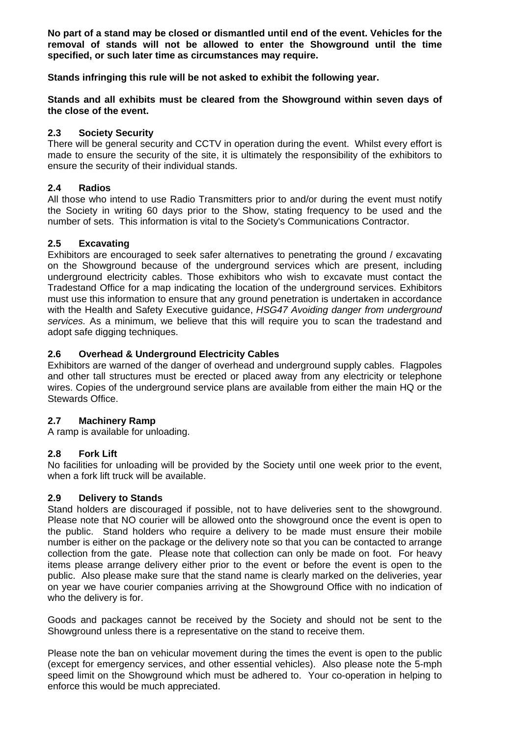**No part of a stand may be closed or dismantled until end of the event. Vehicles for the removal of stands will not be allowed to enter the Showground until the time specified, or such later time as circumstances may require.**

**Stands infringing this rule will be not asked to exhibit the following year.**

**Stands and all exhibits must be cleared from the Showground within seven days of the close of the event.**

### 2.3 Society Security

There will be general security and CCTV in operation during the event. Whilst every effort is made to ensure the security of the site, it is ultimately the responsibility of the exhibitors to ensure the security of their individual stands.

### 2.4 Radios

All those who intend to use Radio Transmitters prior to and/or during the event must notify the Society in writing 60 days prior to the Show, stating frequency to be used and the number of sets. This information is vital to the Society's Communications Contractor.

### 2.5 Excavating

Exhibitors are encouraged to seek safer alternatives to penetrating the ground / excavating on the Showground because of the underground services which are present, including underground electricity cables. Those exhibitors who wish to excavate must contact the Tradestand Office for a map indicating the location of the underground services. Exhibitors must use this information to ensure that any ground penetration is undertaken in accordance with the Health and Safety Executive guidance, *HSG47 Avoiding danger from underground services.* As a minimum, we believe that this will require you to scan the tradestand and adopt safe digging techniques.

### 2.6 Overhead & Underground Electricity Cables

Exhibitors are warned of the danger of overhead and underground supply cables. Flagpoles and other tall structures must be erected or placed away from any electricity or telephone wires. Copies of the underground service plans are available from either the main HQ or the Stewards Office.

### 2.7 Machinery Ramp

A ramp is available for unloading.

### 2.8 Fork Lift

No facilities for unloading will be provided by the Society until one week prior to the event, when a fork lift truck will be available.

### 2.9 Delivery to Stands

Stand holders are discouraged if possible, not to have deliveries sent to the showground. Please note that NO courier will be allowed onto the showground once the event is open to the public. Stand holders who require a delivery to be made must ensure their mobile number is either on the package or the delivery note so that you can be contacted to arrange collection from the gate. Please note that collection can only be made on foot. For heavy items please arrange delivery either prior to the event or before the event is open to the public. Also please make sure that the stand name is clearly marked on the deliveries, year on year we have courier companies arriving at the Showground Office with no indication of who the delivery is for.

Goods and packages cannot be received by the Society and should not be sent to the Showground unless there is a representative on the stand to receive them.

Please note the ban on vehicular movement during the times the event is open to the public (except for emergency services, and other essential vehicles). Also please note the 5-mph speed limit on the Showground which must be adhered to. Your co-operation in helping to enforce this would be much appreciated.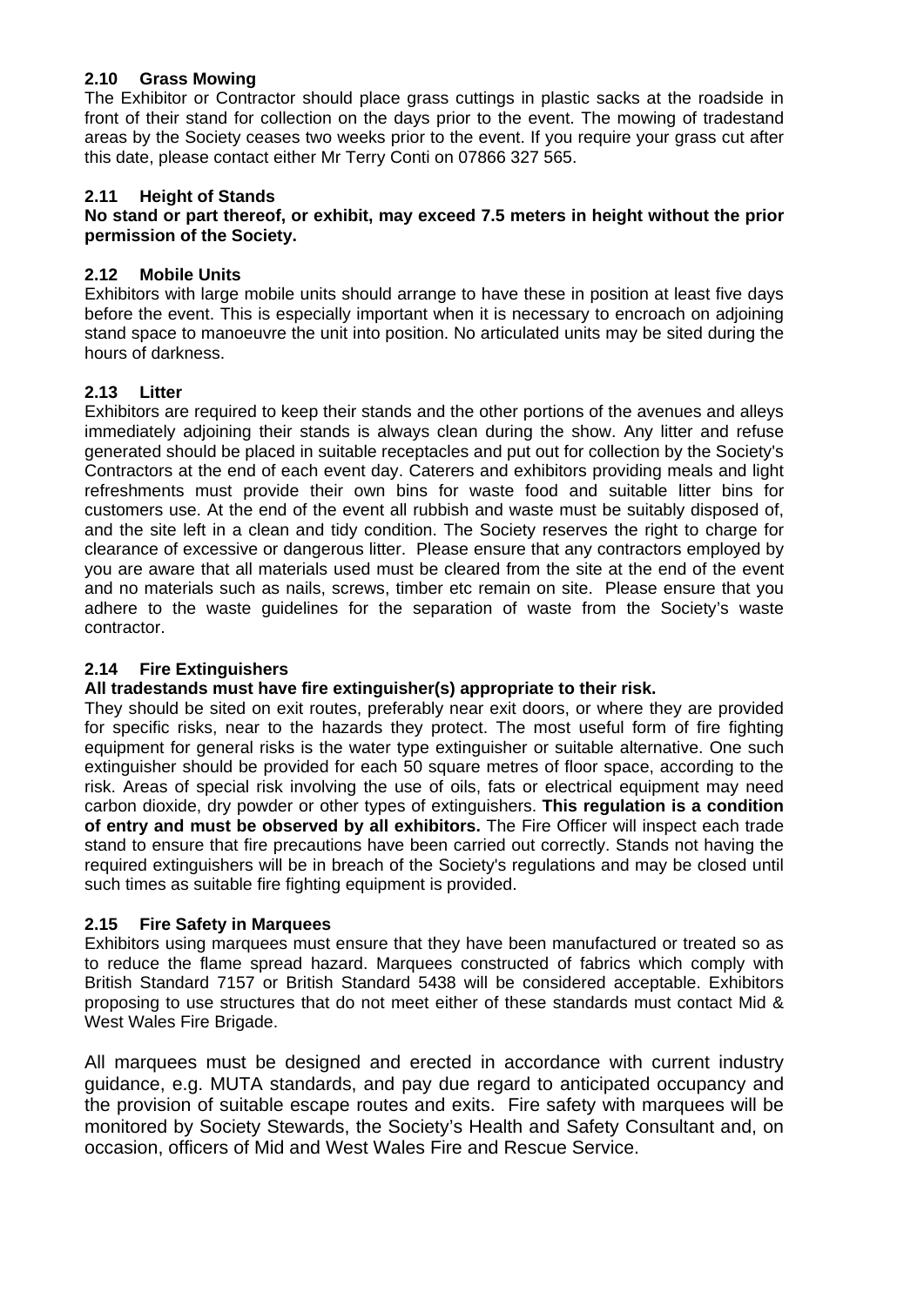### 2.10 Grass Mowing

The Exhibitor or Contractor should place grass cuttings in plastic sacks at the roadside in front of their stand for collection on the days prior to the event. The mowing of tradestand areas by the Society ceases two weeks prior to the event. If you require your grass cut after this date, please contact either Mr Terry Conti on 07866 327 565.

### 2.11 Height of Stands

**No stand or part thereof, or exhibit, may exceed 7.5 meters in height without the prior permission of the Society.**

### 2.12 Mobile Units

Exhibitors with large mobile units should arrange to have these in position at least five days before the event. This is especially important when it is necessary to encroach on adjoining stand space to manoeuvre the unit into position. No articulated units may be sited during the hours of darkness.

### 2.13 Litter

Exhibitors are required to keep their stands and the other portions of the avenues and alleys immediately adjoining their stands is always clean during the show. Any litter and refuse generated should be placed in suitable receptacles and put out for collection by the Society's Contractors at the end of each event day. Caterers and exhibitors providing meals and light refreshments must provide their own bins for waste food and suitable litter bins for customers use. At the end of the event all rubbish and waste must be suitably disposed of, and the site left in a clean and tidy condition. The Society reserves the right to charge for clearance of excessive or dangerous litter. Please ensure that any contractors employed by you are aware that all materials used must be cleared from the site at the end of the event and no materials such as nails, screws, timber etc remain on site. Please ensure that you adhere to the waste guidelines for the separation of waste from the Society's waste contractor.

### 2.14 Fire Extinguishers

**All tradestands must have fire extinguisher(s) appropriate to their risk.**

They should be sited on exit routes, preferably near exit doors, or where they are provided for specific risks, near to the hazards they protect. The most useful form of fire fighting equipment for general risks is the water type extinguisher or suitable alternative. One such extinguisher should be provided for each 50 square metres of floor space, according to the risk. Areas of special risk involving the use of oils, fats or electrical equipment may need carbon dioxide, dry powder or other types of extinguishers. **This regulation is a condition of entry and must be observed by all exhibitors.** The Fire Officer will inspect each trade stand to ensure that fire precautions have been carried out correctly. Stands not having the required extinguishers will be in breach of the Society's regulations and may be closed until such times as suitable fire fighting equipment is provided.

### 2.15 Fire Safety in Marquees

Exhibitors using marquees must ensure that they have been manufactured or treated so as to reduce the flame spread hazard. Marquees constructed of fabrics which comply with British Standard 7157 or British Standard 5438 will be considered acceptable. Exhibitors proposing to use structures that do not meet either of these standards must contact Mid & West Wales Fire Brigade.

All marquees must be designed and erected in accordance with current industry guidance, e.g. MUTA standards, and pay due regard to anticipated occupancy and the provision of suitable escape routes and exits. Fire safety with marquees will be monitored by Society Stewards, the Society's Health and Safety Consultant and, on occasion, officers of Mid and West Wales Fire and Rescue Service.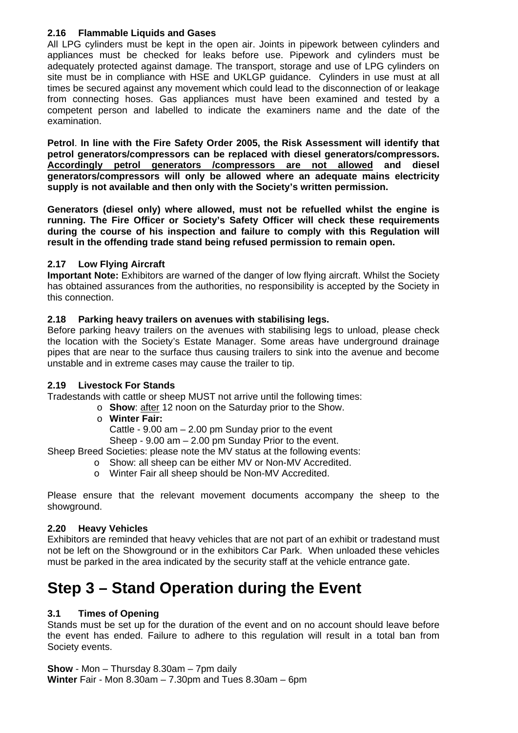### 2.16 Flammable Liquids and Gases

All LPG cylinders must be kept in the open air. Joints in pipework between cylinders and appliances must be checked for leaks before use. Pipework and cylinders must be adequately protected against damage. The transport, storage and use of LPG cylinders on site must be in compliance with HSE and UKLGP guidance. Cylinders in use must at all times be secured against any movement which could lead to the disconnection of or leakage from connecting hoses. Gas appliances must have been examined and tested by a competent person and labelled to indicate the examiners name and the date of the examination.

**Petrol**. **In line with the Fire Safety Order 2005, the Risk Assessment will identify that petrol generators/compressors can be replaced with diesel generators/compressors. <u>Accordingly petrol generators /compressors are not allowed</u> and diesel generators/compressors will only be allowed where an adequate mains electricity supply is not available and then only with the Society's written permission.**

**Generators (diesel only) where allowed, must not be refuelled whilst the engine is running. The Fire Officer or Society's Safety Officer will check these requirements during the course of his inspection and failure to comply with this Regulation will result in the offending trade stand being refused permission to remain open.**

### 2.17 Low Flying Aircraft

**Important Note:** Exhibitors are warned of the danger of low flying aircraft. Whilst the Society has obtained assurances from the authorities, no responsibility is accepted by the Society in this connection.

### 2.18 Parking heavy trailers on avenues with stabilising legs.

Before parking heavy trailers on the avenues with stabilising legs to unload, please check the location with the Society's Estate Manager. Some areas have underground drainage pipes that are near to the surface thus causing trailers to sink into the avenue and become unstable and in extreme cases may cause the trailer to tip.

### 2.19 Livestock For Stands

Tradestands with cattle or sheep MUST not arrive until the following times:

- **Show**: <u>after</u> 12 noon on the Saturday prior to the Show.
- **Winter Fair:**
  Cattle - 9.00 am – 2.00 pm Sunday prior to the event
  Sheep - 9.00 am – 2.00 pm Sunday Prior to the event.

Sheep Breed Societies: please note the MV status at the following events:

- Show: all sheep can be either MV or Non-MV Accredited.
- Winter Fair all sheep should be Non-MV Accredited.

Please ensure that the relevant movement documents accompany the sheep to the showground.

### 2.20 Heavy Vehicles

Exhibitors are reminded that heavy vehicles that are not part of an exhibit or tradestand must not be left on the Showground or in the exhibitors Car Park. When unloaded these vehicles must be parked in the area indicated by the security staff at the vehicle entrance gate.

# Step 3 – Stand Operation during the Event

### 3.1 Times of Opening

Stands must be set up for the duration of the event and on no account should leave before the event has ended. Failure to adhere to this regulation will result in a total ban from Society events.

**Show** - Mon – Thursday 8.30am – 7pm daily
**Winter** Fair - Mon 8.30am – 7.30pm and Tues 8.30am – 6pm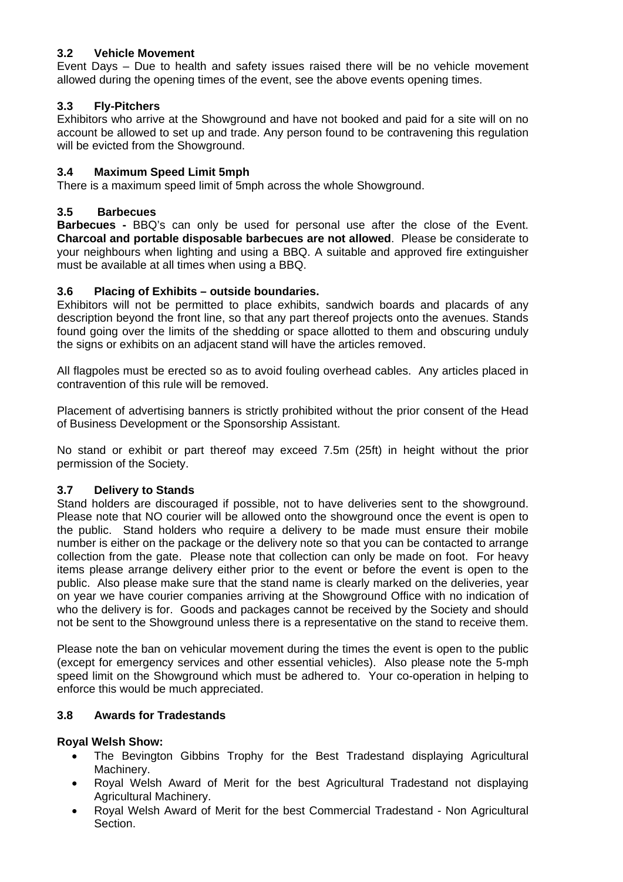### 3.2 Vehicle Movement

Event Days – Due to health and safety issues raised there will be no vehicle movement allowed during the opening times of the event, see the above events opening times.

### 3.3 Fly-Pitchers

Exhibitors who arrive at the Showground and have not booked and paid for a site will on no account be allowed to set up and trade. Any person found to be contravening this regulation will be evicted from the Showground.

### 3.4 Maximum Speed Limit 5mph

There is a maximum speed limit of 5mph across the whole Showground.

### 3.5 Barbecues

**Barbecues -** BBQ's can only be used for personal use after the close of the Event. **Charcoal and portable disposable barbecues are not allowed**. Please be considerate to your neighbours when lighting and using a BBQ. A suitable and approved fire extinguisher must be available at all times when using a BBQ.

### 3.6 Placing of Exhibits – outside boundaries.

Exhibitors will not be permitted to place exhibits, sandwich boards and placards of any description beyond the front line, so that any part thereof projects onto the avenues. Stands found going over the limits of the shedding or space allotted to them and obscuring unduly the signs or exhibits on an adjacent stand will have the articles removed.

All flagpoles must be erected so as to avoid fouling overhead cables. Any articles placed in contravention of this rule will be removed.

Placement of advertising banners is strictly prohibited without the prior consent of the Head of Business Development or the Sponsorship Assistant.

No stand or exhibit or part thereof may exceed 7.5m (25ft) in height without the prior permission of the Society.

### 3.7 Delivery to Stands

Stand holders are discouraged if possible, not to have deliveries sent to the showground. Please note that NO courier will be allowed onto the showground once the event is open to the public. Stand holders who require a delivery to be made must ensure their mobile number is either on the package or the delivery note so that you can be contacted to arrange collection from the gate. Please note that collection can only be made on foot. For heavy items please arrange delivery either prior to the event or before the event is open to the public. Also please make sure that the stand name is clearly marked on the deliveries, year on year we have courier companies arriving at the Showground Office with no indication of who the delivery is for. Goods and packages cannot be received by the Society and should not be sent to the Showground unless there is a representative on the stand to receive them.

Please note the ban on vehicular movement during the times the event is open to the public (except for emergency services and other essential vehicles). Also please note the 5-mph speed limit on the Showground which must be adhered to. Your co-operation in helping to enforce this would be much appreciated.

### 3.8 Awards for Tradestands

**Royal Welsh Show:**

- The Bevington Gibbins Trophy for the Best Tradestand displaying Agricultural Machinery.
- Royal Welsh Award of Merit for the best Agricultural Tradestand not displaying Agricultural Machinery.
- Royal Welsh Award of Merit for the best Commercial Tradestand - Non Agricultural Section.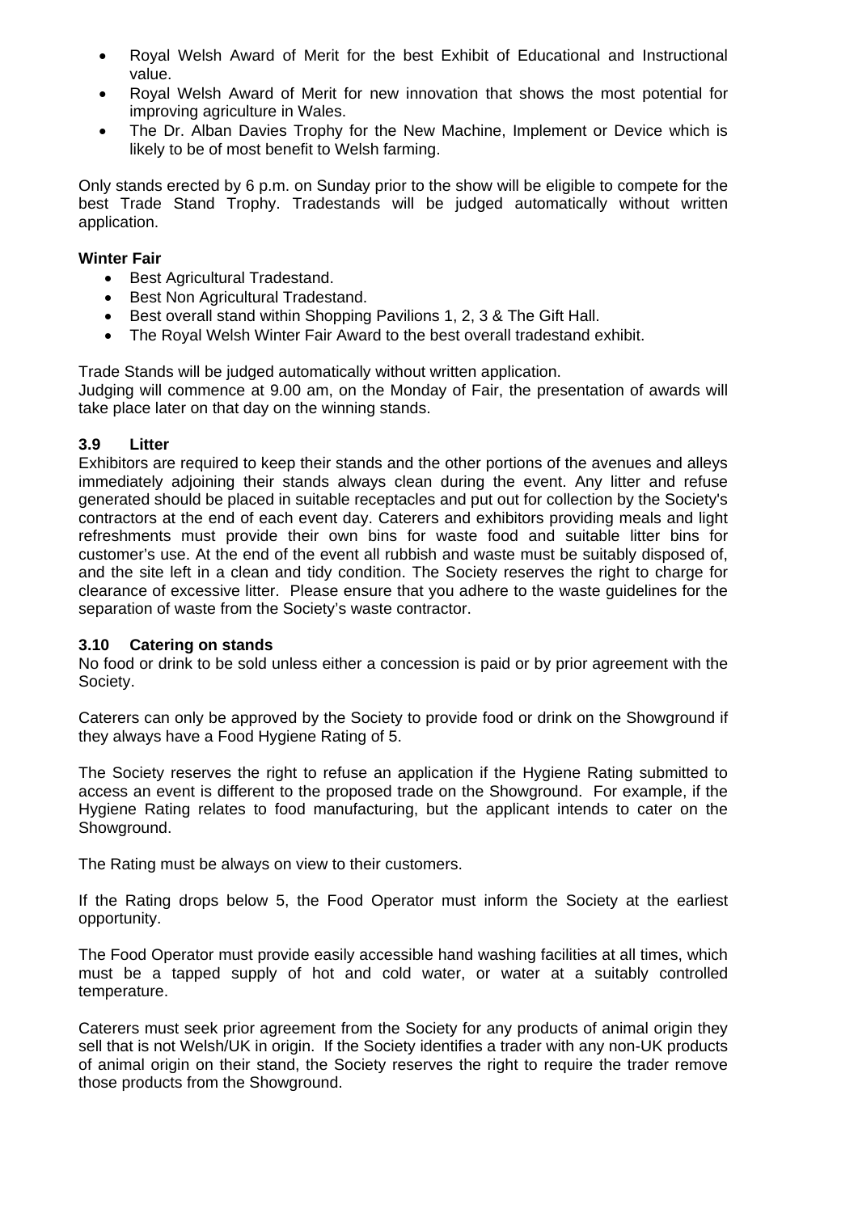- Royal Welsh Award of Merit for the best Exhibit of Educational and Instructional value.
- Royal Welsh Award of Merit for new innovation that shows the most potential for improving agriculture in Wales.
- The Dr. Alban Davies Trophy for the New Machine, Implement or Device which is likely to be of most benefit to Welsh farming.

Only stands erected by 6 p.m. on Sunday prior to the show will be eligible to compete for the best Trade Stand Trophy. Tradestands will be judged automatically without written application.

**Winter Fair**

- Best Agricultural Tradestand.
- Best Non Agricultural Tradestand.
- Best overall stand within Shopping Pavilions 1, 2, 3 & The Gift Hall.
- The Royal Welsh Winter Fair Award to the best overall tradestand exhibit.

Trade Stands will be judged automatically without written application.
Judging will commence at 9.00 am, on the Monday of Fair, the presentation of awards will take place later on that day on the winning stands.

### 3.9 Litter

Exhibitors are required to keep their stands and the other portions of the avenues and alleys immediately adjoining their stands always clean during the event. Any litter and refuse generated should be placed in suitable receptacles and put out for collection by the Society's contractors at the end of each event day. Caterers and exhibitors providing meals and light refreshments must provide their own bins for waste food and suitable litter bins for customer's use. At the end of the event all rubbish and waste must be suitably disposed of, and the site left in a clean and tidy condition. The Society reserves the right to charge for clearance of excessive litter. Please ensure that you adhere to the waste guidelines for the separation of waste from the Society's waste contractor.

### 3.10 Catering on stands

No food or drink to be sold unless either a concession is paid or by prior agreement with the Society.

Caterers can only be approved by the Society to provide food or drink on the Showground if they always have a Food Hygiene Rating of 5.

The Society reserves the right to refuse an application if the Hygiene Rating submitted to access an event is different to the proposed trade on the Showground. For example, if the Hygiene Rating relates to food manufacturing, but the applicant intends to cater on the Showground.

The Rating must be always on view to their customers.

If the Rating drops below 5, the Food Operator must inform the Society at the earliest opportunity.

The Food Operator must provide easily accessible hand washing facilities at all times, which must be a tapped supply of hot and cold water, or water at a suitably controlled temperature.

Caterers must seek prior agreement from the Society for any products of animal origin they sell that is not Welsh/UK in origin. If the Society identifies a trader with any non-UK products of animal origin on their stand, the Society reserves the right to require the trader remove those products from the Showground.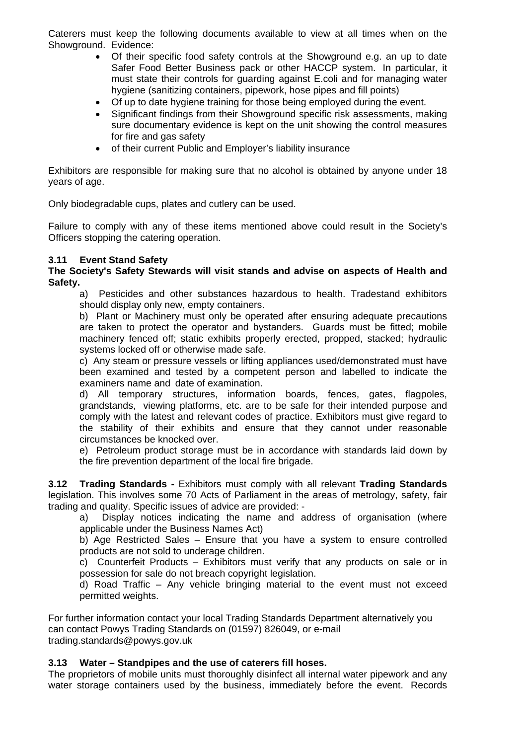Caterers must keep the following documents available to view at all times when on the Showground. Evidence:

- Of their specific food safety controls at the Showground e.g. an up to date Safer Food Better Business pack or other HACCP system. In particular, it must state their controls for guarding against E.coli and for managing water hygiene (sanitizing containers, pipework, hose pipes and fill points)
- Of up to date hygiene training for those being employed during the event.
- Significant findings from their Showground specific risk assessments, making sure documentary evidence is kept on the unit showing the control measures for fire and gas safety
- of their current Public and Employer's liability insurance

Exhibitors are responsible for making sure that no alcohol is obtained by anyone under 18 years of age.

Only biodegradable cups, plates and cutlery can be used.

Failure to comply with any of these items mentioned above could result in the Society's Officers stopping the catering operation.

### 3.11 Event Stand Safety

**The Society's Safety Stewards will visit stands and advise on aspects of Health and Safety.**

a) Pesticides and other substances hazardous to health. Tradestand exhibitors should display only new, empty containers.

b) Plant or Machinery must only be operated after ensuring adequate precautions are taken to protect the operator and bystanders. Guards must be fitted; mobile machinery fenced off; static exhibits properly erected, propped, stacked; hydraulic systems locked off or otherwise made safe.

c) Any steam or pressure vessels or lifting appliances used/demonstrated must have been examined and tested by a competent person and labelled to indicate the examiners name and date of examination.

d) All temporary structures, information boards, fences, gates, flagpoles, grandstands, viewing platforms, etc. are to be safe for their intended purpose and comply with the latest and relevant codes of practice. Exhibitors must give regard to the stability of their exhibits and ensure that they cannot under reasonable circumstances be knocked over.

e) Petroleum product storage must be in accordance with standards laid down by the fire prevention department of the local fire brigade.

**3.12 Trading Standards -** Exhibitors must comply with all relevant **Trading Standards** legislation. This involves some 70 Acts of Parliament in the areas of metrology, safety, fair trading and quality. Specific issues of advice are provided: -

a) Display notices indicating the name and address of organisation (where applicable under the Business Names Act)

b) Age Restricted Sales – Ensure that you have a system to ensure controlled products are not sold to underage children.

c) Counterfeit Products – Exhibitors must verify that any products on sale or in possession for sale do not breach copyright legislation.

d) Road Traffic – Any vehicle bringing material to the event must not exceed permitted weights.

For further information contact your local Trading Standards Department alternatively you can contact Powys Trading Standards on (01597) 826049, or e-mail trading.standards@powys.gov.uk

### 3.13 Water – Standpipes and the use of caterers fill hoses.

The proprietors of mobile units must thoroughly disinfect all internal water pipework and any water storage containers used by the business, immediately before the event. Records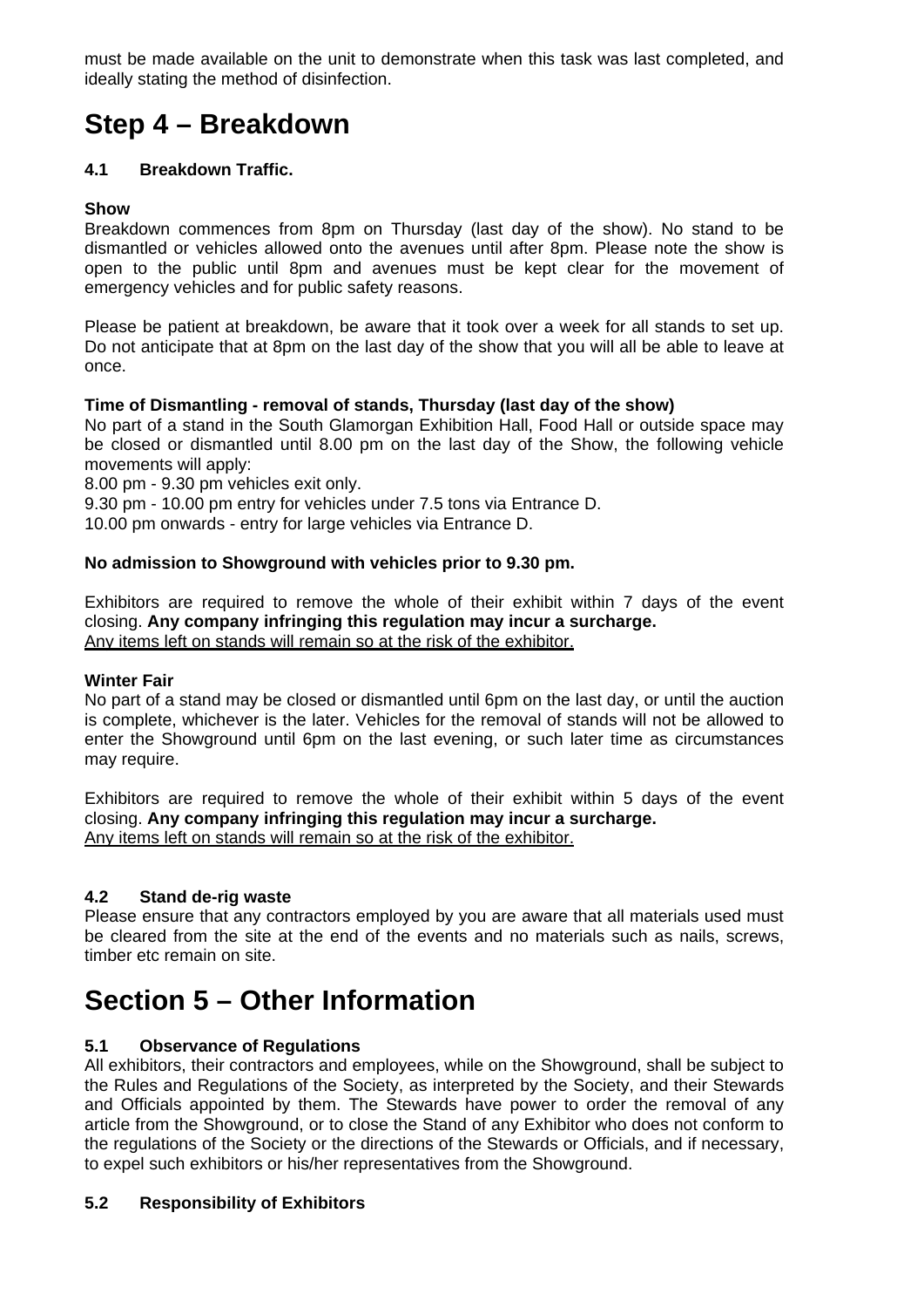must be made available on the unit to demonstrate when this task was last completed, and ideally stating the method of disinfection.

# Step 4 – Breakdown

### 4.1 Breakdown Traffic.

**Show**

Breakdown commences from 8pm on Thursday (last day of the show). No stand to be dismantled or vehicles allowed onto the avenues until after 8pm. Please note the show is open to the public until 8pm and avenues must be kept clear for the movement of emergency vehicles and for public safety reasons.

Please be patient at breakdown, be aware that it took over a week for all stands to set up. Do not anticipate that at 8pm on the last day of the show that you will all be able to leave at once.

**Time of Dismantling - removal of stands, Thursday (last day of the show)**

No part of a stand in the South Glamorgan Exhibition Hall, Food Hall or outside space may be closed or dismantled until 8.00 pm on the last day of the Show, the following vehicle movements will apply:

8.00 pm - 9.30 pm vehicles exit only.

9.30 pm - 10.00 pm entry for vehicles under 7.5 tons via Entrance D.

10.00 pm onwards - entry for large vehicles via Entrance D.

**No admission to Showground with vehicles prior to 9.30 pm.**

Exhibitors are required to remove the whole of their exhibit within 7 days of the event closing. **Any company infringing this regulation may incur a surcharge.**
Any items left on stands will remain so at the risk of the exhibitor.

**Winter Fair**

No part of a stand may be closed or dismantled until 6pm on the last day, or until the auction is complete, whichever is the later. Vehicles for the removal of stands will not be allowed to enter the Showground until 6pm on the last evening, or such later time as circumstances may require.

Exhibitors are required to remove the whole of their exhibit within 5 days of the event closing. **Any company infringing this regulation may incur a surcharge.**
Any items left on stands will remain so at the risk of the exhibitor.

### 4.2 Stand de-rig waste

Please ensure that any contractors employed by you are aware that all materials used must be cleared from the site at the end of the events and no materials such as nails, screws, timber etc remain on site.

# Section 5 – Other Information

### 5.1 Observance of Regulations

All exhibitors, their contractors and employees, while on the Showground, shall be subject to the Rules and Regulations of the Society, as interpreted by the Society, and their Stewards and Officials appointed by them. The Stewards have power to order the removal of any article from the Showground, or to close the Stand of any Exhibitor who does not conform to the regulations of the Society or the directions of the Stewards or Officials, and if necessary, to expel such exhibitors or his/her representatives from the Showground.

### 5.2 Responsibility of Exhibitors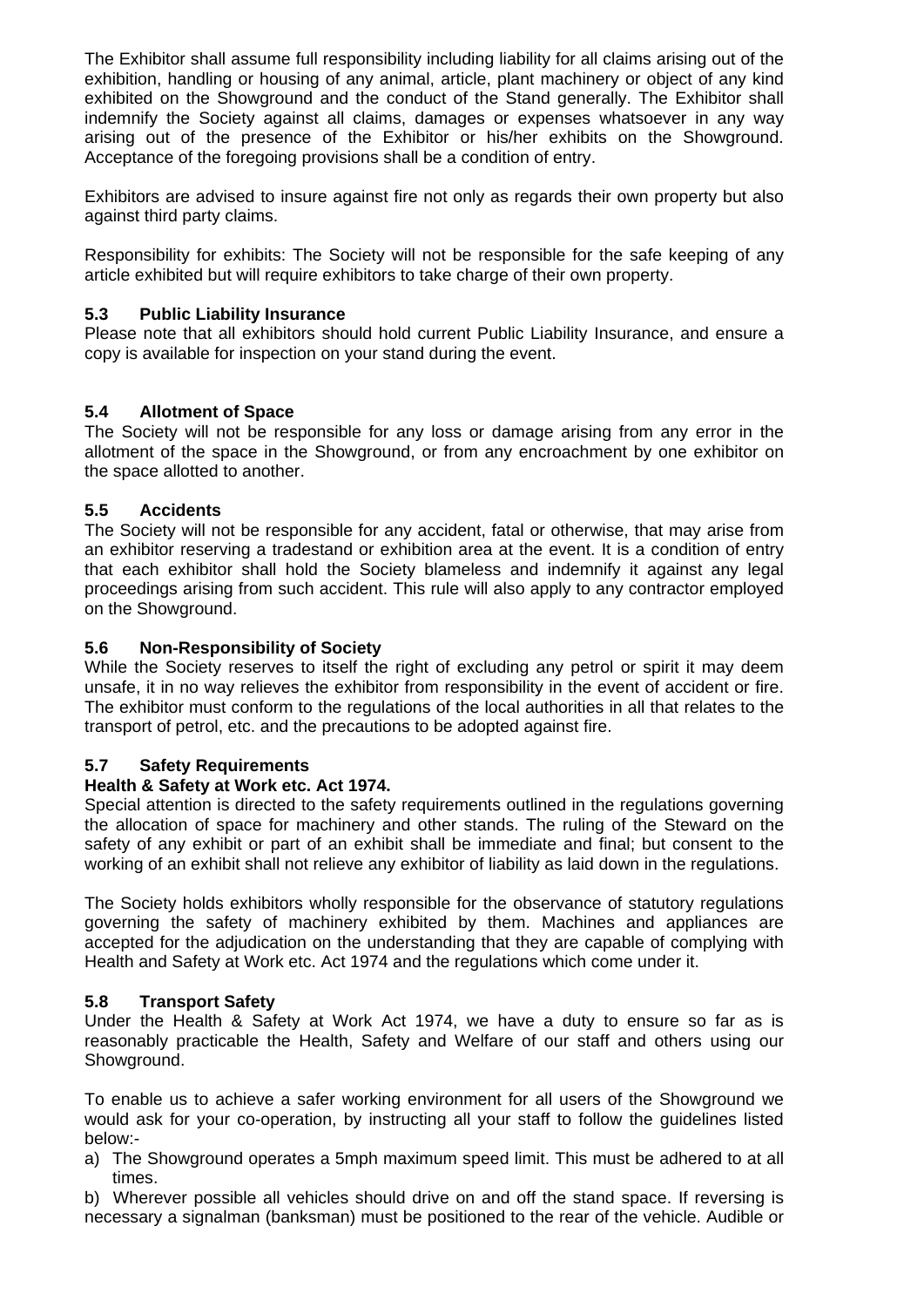The Exhibitor shall assume full responsibility including liability for all claims arising out of the exhibition, handling or housing of any animal, article, plant machinery or object of any kind exhibited on the Showground and the conduct of the Stand generally. The Exhibitor shall indemnify the Society against all claims, damages or expenses whatsoever in any way arising out of the presence of the Exhibitor or his/her exhibits on the Showground. Acceptance of the foregoing provisions shall be a condition of entry.

Exhibitors are advised to insure against fire not only as regards their own property but also against third party claims.

Responsibility for exhibits: The Society will not be responsible for the safe keeping of any article exhibited but will require exhibitors to take charge of their own property.

### 5.3 Public Liability Insurance

Please note that all exhibitors should hold current Public Liability Insurance, and ensure a copy is available for inspection on your stand during the event.

### 5.4 Allotment of Space

The Society will not be responsible for any loss or damage arising from any error in the allotment of the space in the Showground, or from any encroachment by one exhibitor on the space allotted to another.

### 5.5 Accidents

The Society will not be responsible for any accident, fatal or otherwise, that may arise from an exhibitor reserving a tradestand or exhibition area at the event. It is a condition of entry that each exhibitor shall hold the Society blameless and indemnify it against any legal proceedings arising from such accident. This rule will also apply to any contractor employed on the Showground.

### 5.6 Non-Responsibility of Society

While the Society reserves to itself the right of excluding any petrol or spirit it may deem unsafe, it in no way relieves the exhibitor from responsibility in the event of accident or fire. The exhibitor must conform to the regulations of the local authorities in all that relates to the transport of petrol, etc. and the precautions to be adopted against fire.

### 5.7 Safety Requirements

**Health & Safety at Work etc. Act 1974.**

Special attention is directed to the safety requirements outlined in the regulations governing the allocation of space for machinery and other stands. The ruling of the Steward on the safety of any exhibit or part of an exhibit shall be immediate and final; but consent to the working of an exhibit shall not relieve any exhibitor of liability as laid down in the regulations.

The Society holds exhibitors wholly responsible for the observance of statutory regulations governing the safety of machinery exhibited by them. Machines and appliances are accepted for the adjudication on the understanding that they are capable of complying with Health and Safety at Work etc. Act 1974 and the regulations which come under it.

### 5.8 Transport Safety

Under the Health & Safety at Work Act 1974, we have a duty to ensure so far as is reasonably practicable the Health, Safety and Welfare of our staff and others using our Showground.

To enable us to achieve a safer working environment for all users of the Showground we would ask for your co-operation, by instructing all your staff to follow the guidelines listed below:-

a) The Showground operates a 5mph maximum speed limit. This must be adhered to at all times.

b) Wherever possible all vehicles should drive on and off the stand space. If reversing is necessary a signalman (banksman) must be positioned to the rear of the vehicle. Audible or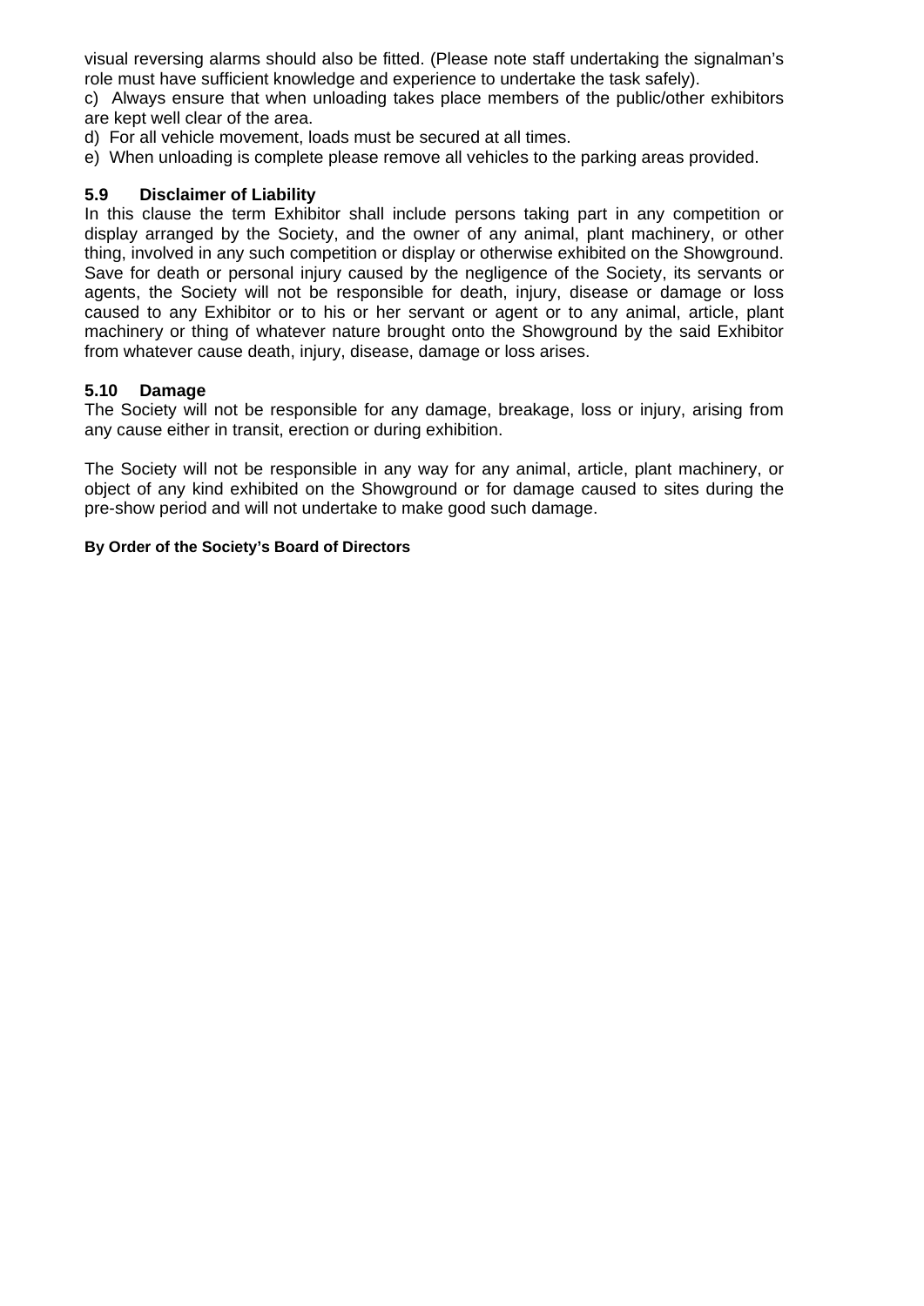visual reversing alarms should also be fitted. (Please note staff undertaking the signalman's role must have sufficient knowledge and experience to undertake the task safely).

c) Always ensure that when unloading takes place members of the public/other exhibitors are kept well clear of the area.

d) For all vehicle movement, loads must be secured at all times.

e) When unloading is complete please remove all vehicles to the parking areas provided.

### 5.9 Disclaimer of Liability

In this clause the term Exhibitor shall include persons taking part in any competition or display arranged by the Society, and the owner of any animal, plant machinery, or other thing, involved in any such competition or display or otherwise exhibited on the Showground. Save for death or personal injury caused by the negligence of the Society, its servants or agents, the Society will not be responsible for death, injury, disease or damage or loss caused to any Exhibitor or to his or her servant or agent or to any animal, article, plant machinery or thing of whatever nature brought onto the Showground by the said Exhibitor from whatever cause death, injury, disease, damage or loss arises.

### 5.10 Damage

The Society will not be responsible for any damage, breakage, loss or injury, arising from any cause either in transit, erection or during exhibition.

The Society will not be responsible in any way for any animal, article, plant machinery, or object of any kind exhibited on the Showground or for damage caused to sites during the pre-show period and will not undertake to make good such damage.

**By Order of the Society's Board of Directors**